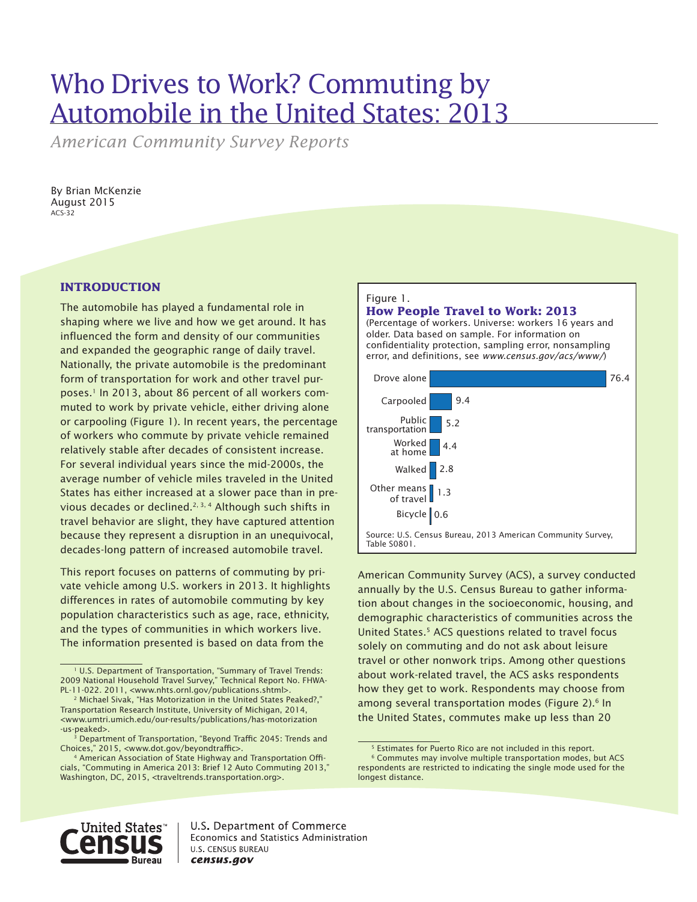# Who Drives to Work? Commuting by Automobile in the United States: 2013

*American Community Survey Reports*

By Brian McKenzie
August 2015
ACS-32

## INTRODUCTION

The automobile has played a fundamental role in shaping where we live and how we get around. It has influenced the form and density of our communities and expanded the geographic range of daily travel. Nationally, the private automobile is the predominant form of transportation for work and other travel purposes.[1] In 2013, about 86 percent of all workers commuted to work by private vehicle, either driving alone or carpooling (Figure 1). In recent years, the percentage of workers who commute by private vehicle remained relatively stable after decades of consistent increase. For several individual years since the mid-2000s, the average number of vehicle miles traveled in the United States has either increased at a slower pace than in previous decades or declined.[2, 3, 4] Although such shifts in travel behavior are slight, they have captured attention because they represent a disruption in an unequivocal, decades-long pattern of increased automobile travel.

This report focuses on patterns of commuting by private vehicle among U.S. workers in 2013. It highlights differences in rates of automobile commuting by key population characteristics such as age, race, ethnicity, and the types of communities in which workers live. The information presented is based on data from the American Community Survey (ACS), a survey conducted annually by the U.S. Census Bureau to gather information about changes in the socioeconomic, housing, and demographic characteristics of communities across the United States.[5] ACS questions related to travel focus solely on commuting and do not ask about leisure travel or other nonwork trips. Among other questions about work-related travel, the ACS asks respondents how they get to work. Respondents may choose from among several transportation modes (Figure 2).[6] In the United States, commutes make up less than 20

Figure 1.
**How People Travel to Work: 2013**
(Percentage of workers. Universe: workers 16 years and older. Data based on sample. For information on confidentiality protection, sampling error, nonsampling error, and definitions, see *www.census.gov/acs/www/*)

| Means of travel | Percent |
|---|---|
| Drove alone | 76.4 |
| Carpooled | 9.4 |
| Public transportation | 5.2 |
| Worked at home | 4.4 |
| Walked | 2.8 |
| Other means of travel | 1.3 |
| Bicycle | 0.6 |

Source: U.S. Census Bureau, 2013 American Community Survey, Table S0801.

---

[1] U.S. Department of Transportation, "Summary of Travel Trends: 2009 National Household Travel Survey," Technical Report No. FHWA-PL-11-022. 2011, <www.nhts.ornl.gov/publications.shtml>.

[2] Michael Sivak, "Has Motorization in the United States Peaked?," Transportation Research Institute, University of Michigan, 2014, <www.umtri.umich.edu/our-results/publications/has-motorization-us-peaked>.

[3] Department of Transportation, "Beyond Traffic 2045: Trends and Choices," 2015, <www.dot.gov/beyondtraffic>.

[4] American Association of State Highway and Transportation Officials, "Commuting in America 2013: Brief 12 Auto Commuting 2013," Washington, DC, 2015, <traveltrends.transportation.org>.

[5] Estimates for Puerto Rico are not included in this report.

[6] Commutes may involve multiple transportation modes, but ACS respondents are restricted to indicating the single mode used for the longest distance.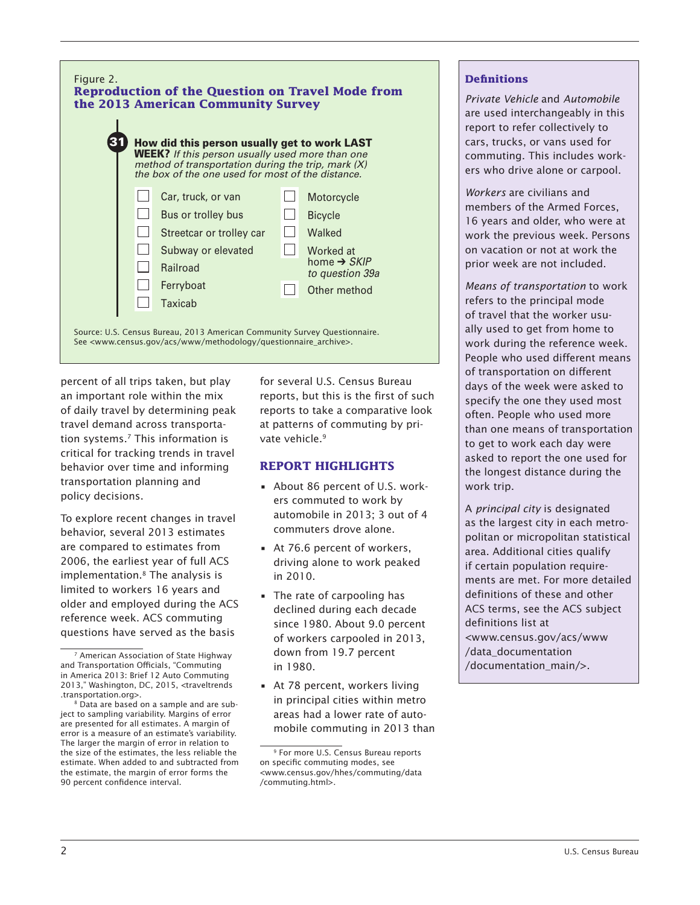Figure 2.
**Reproduction of the Question on Travel Mode from the 2013 American Community Survey**

**31 How did this person usually get to work LAST WEEK?** *If this person usually used more than one method of transportation during the trip, mark (X) the box of the one used for most of the distance.*

- ☐ Car, truck, or van
- ☐ Bus or trolley bus
- ☐ Streetcar or trolley car
- ☐ Subway or elevated
- ☐ Railroad
- ☐ Ferryboat
- ☐ Taxicab
- ☐ Motorcycle
- ☐ Bicycle
- ☐ Walked
- ☐ Worked at home → *SKIP to question 39a*
- ☐ Other method

Source: U.S. Census Bureau, 2013 American Community Survey Questionnaire. See <www.census.gov/acs/www/methodology/questionnaire_archive>.

percent of all trips taken, but play an important role within the mix of daily travel by determining peak travel demand across transportation systems.[7] This information is critical for tracking trends in travel behavior over time and informing transportation planning and policy decisions.

To explore recent changes in travel behavior, several 2013 estimates are compared to estimates from 2006, the earliest year of full ACS implementation.[8] The analysis is limited to workers 16 years and older and employed during the ACS reference week. ACS commuting questions have served as the basis for several U.S. Census Bureau reports, but this is the first of such reports to take a comparative look at patterns of commuting by private vehicle.[9]

## REPORT HIGHLIGHTS

- About 86 percent of U.S. workers commuted to work by automobile in 2013; 3 out of 4 commuters drove alone.
- At 76.6 percent of workers, driving alone to work peaked in 2010.
- The rate of carpooling has declined during each decade since 1980. About 9.0 percent of workers carpooled in 2013, down from 19.7 percent in 1980.
- At 78 percent, workers living in principal cities within metro areas had a lower rate of automobile commuting in 2013 than

[7] American Association of State Highway and Transportation Officials, "Commuting in America 2013: Brief 12 Auto Commuting 2013," Washington, DC, 2015, <traveltrends.transportation.org>.

[8] Data are based on a sample and are subject to sampling variability. Margins of error are presented for all estimates. A margin of error is a measure of an estimate's variability. The larger the margin of error in relation to the size of the estimates, the less reliable the estimate. When added to and subtracted from the estimate, the margin of error forms the 90 percent confidence interval.

[9] For more U.S. Census Bureau reports on specific commuting modes, see <www.census.gov/hhes/commuting/data/commuting.html>.

### Definitions

*Private Vehicle* and *Automobile* are used interchangeably in this report to refer collectively to cars, trucks, or vans used for commuting. This includes workers who drive alone or carpool.

*Workers* are civilians and members of the Armed Forces, 16 years and older, who were at work the previous week. Persons on vacation or not at work the prior week are not included.

*Means of transportation* to work refers to the principal mode of travel that the worker usually used to get from home to work during the reference week. People who used different means of transportation on different days of the week were asked to specify the one they used most often. People who used more than one means of transportation to get to work each day were asked to report the one used for the longest distance during the work trip.

A *principal city* is designated as the largest city in each metropolitan or micropolitan statistical area. Additional cities qualify if certain population requirements are met. For more detailed definitions of these and other ACS terms, see the ACS subject definitions list at <www.census.gov/acs/www/data_documentation/documentation_main/>.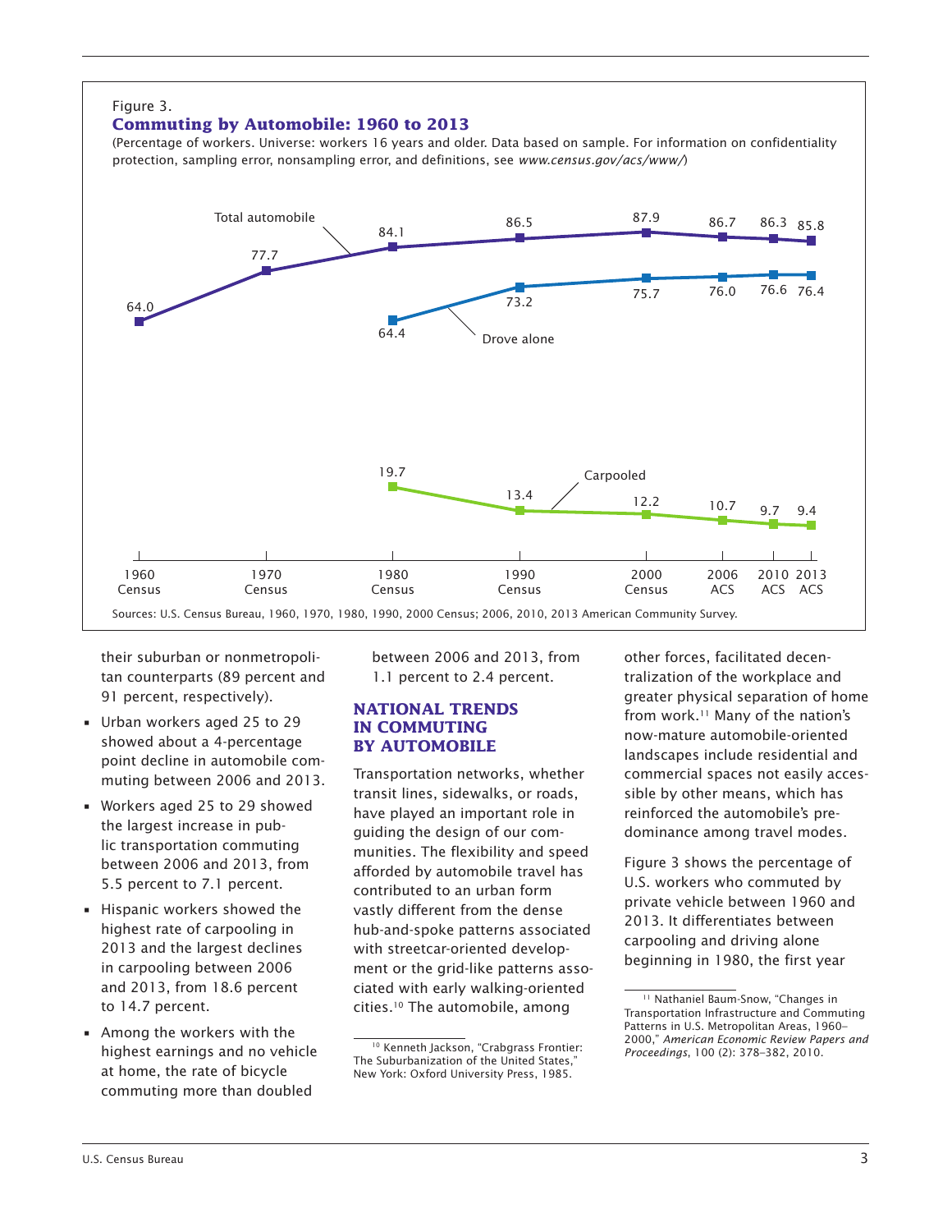Figure 3.

**Commuting by Automobile: 1960 to 2013**

(Percentage of workers. Universe: workers 16 years and older. Data based on sample. For information on confidentiality protection, sampling error, nonsampling error, and definitions, see *www.census.gov/acs/www/*)

| | 1960 Census | 1970 Census | 1980 Census | 1990 Census | 2000 Census | 2006 ACS | 2010 ACS | 2013 ACS |
|---|---|---|---|---|---|---|---|---|
| Total automobile | 64.0 | 77.7 | 84.1 | 86.5 | 87.9 | 86.7 | 86.3 | 85.8 |
| Drove alone | | | 64.4 | 73.2 | 75.7 | 76.0 | 76.6 | 76.4 |
| Carpooled | | | 19.7 | 13.4 | 12.2 | 10.7 | 9.7 | 9.4 |

Sources: U.S. Census Bureau, 1960, 1970, 1980, 1990, 2000 Census; 2006, 2010, 2013 American Community Survey.

their suburban or nonmetropolitan counterparts (89 percent and 91 percent, respectively).

- Urban workers aged 25 to 29 showed about a 4-percentage point decline in automobile commuting between 2006 and 2013.
- Workers aged 25 to 29 showed the largest increase in public transportation commuting between 2006 and 2013, from 5.5 percent to 7.1 percent.
- Hispanic workers showed the highest rate of carpooling in 2013 and the largest declines in carpooling between 2006 and 2013, from 18.6 percent to 14.7 percent.
- Among the workers with the highest earnings and no vehicle at home, the rate of bicycle commuting more than doubled between 2006 and 2013, from 1.1 percent to 2.4 percent.

## NATIONAL TRENDS IN COMMUTING BY AUTOMOBILE

Transportation networks, whether transit lines, sidewalks, or roads, have played an important role in guiding the design of our communities. The flexibility and speed afforded by automobile travel has contributed to an urban form vastly different from the dense hub-and-spoke patterns associated with streetcar-oriented development or the grid-like patterns associated with early walking-oriented cities.[10] The automobile, among other forces, facilitated decentralization of the workplace and greater physical separation of home from work.[11] Many of the nation's now-mature automobile-oriented landscapes include residential and commercial spaces not easily accessible by other means, which has reinforced the automobile's predominance among travel modes.

Figure 3 shows the percentage of U.S. workers who commuted by private vehicle between 1960 and 2013. It differentiates between carpooling and driving alone beginning in 1980, the first year

[10] Kenneth Jackson, "Crabgrass Frontier: The Suburbanization of the United States," New York: Oxford University Press, 1985.

[11] Nathaniel Baum-Snow, "Changes in Transportation Infrastructure and Commuting Patterns in U.S. Metropolitan Areas, 1960–2000," *American Economic Review Papers and Proceedings*, 100 (2): 378–382, 2010.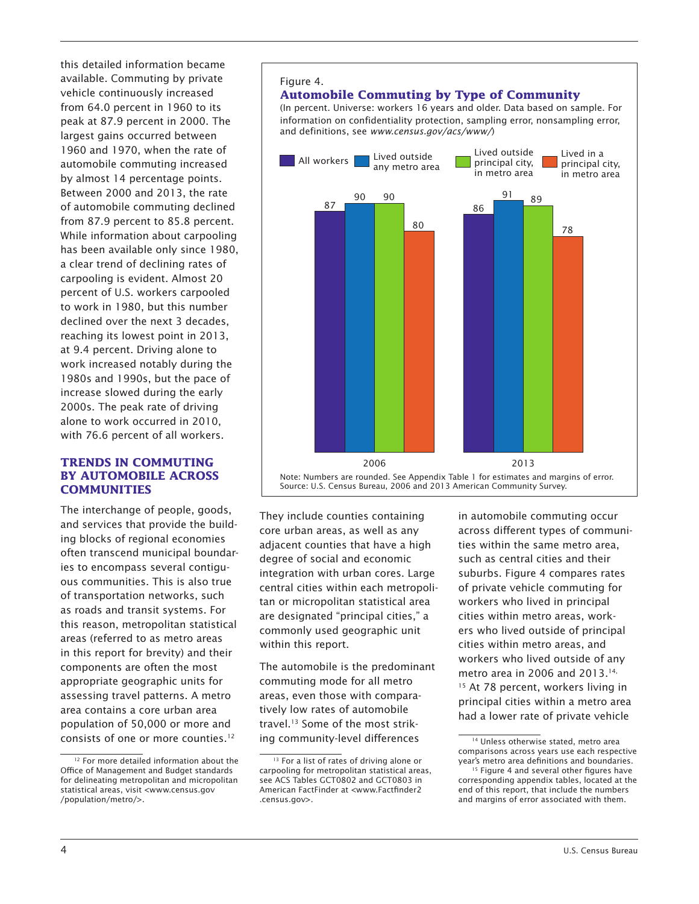this detailed information became available. Commuting by private vehicle continuously increased from 64.0 percent in 1960 to its peak at 87.9 percent in 2000. The largest gains occurred between 1960 and 1970, when the rate of automobile commuting increased by almost 14 percentage points. Between 2000 and 2013, the rate of automobile commuting declined from 87.9 percent to 85.8 percent. While information about carpooling has been available only since 1980, a clear trend of declining rates of carpooling is evident. Almost 20 percent of U.S. workers carpooled to work in 1980, but this number declined over the next 3 decades, reaching its lowest point in 2013, at 9.4 percent. Driving alone to work increased notably during the 1980s and 1990s, but the pace of increase slowed during the early 2000s. The peak rate of driving alone to work occurred in 2010, with 76.6 percent of all workers.

## TRENDS IN COMMUTING BY AUTOMOBILE ACROSS COMMUNITIES

The interchange of people, goods, and services that provide the building blocks of regional economies often transcend municipal boundaries to encompass several contiguous communities. This is also true of transportation networks, such as roads and transit systems. For this reason, metropolitan statistical areas (referred to as metro areas in this report for brevity) and their components are often the most appropriate geographic units for assessing travel patterns. A metro area contains a core urban area population of 50,000 or more and consists of one or more counties.[12] They include counties containing core urban areas, as well as any adjacent counties that have a high degree of social and economic integration with urban cores. Large central cities within each metropolitan or micropolitan statistical area are designated "principal cities," a commonly used geographic unit within this report.

The automobile is the predominant commuting mode for all metro areas, even those with comparatively low rates of automobile travel.[13] Some of the most striking community-level differences in automobile commuting occur across different types of communities within the same metro area, such as central cities and their suburbs. Figure 4 compares rates of private vehicle commuting for workers who lived in principal cities within metro areas, workers who lived outside of principal cities within metro areas, and workers who lived outside of any metro area in 2006 and 2013.[14, 15] At 78 percent, workers living in principal cities within a metro area had a lower rate of private vehicle

Figure 4.
**Automobile Commuting by Type of Community**
(In percent. Universe: workers 16 years and older. Data based on sample. For information on confidentiality protection, sampling error, nonsampling error, and definitions, see *www.census.gov/acs/www/*)

| Year | All workers | Lived outside any metro area | Lived outside principal city, in metro area | Lived in a principal city, in metro area |
|---|---|---|---|---|
| 2006 | 87 | 90 | 90 | 80 |
| 2013 | 86 | 91 | 89 | 78 |

Note: Numbers are rounded. See Appendix Table 1 for estimates and margins of error.
Source: U.S. Census Bureau, 2006 and 2013 American Community Survey.

[12] For more detailed information about the Office of Management and Budget standards for delineating metropolitan and micropolitan statistical areas, visit <www.census.gov/population/metro/>.

[13] For a list of rates of driving alone or carpooling for metropolitan statistical areas, see ACS Tables GCT0802 and GCT0803 in American FactFinder at <www.Factfinder2.census.gov>.

[14] Unless otherwise stated, metro area comparisons across years use each respective year's metro area definitions and boundaries.

[15] Figure 4 and several other figures have corresponding appendix tables, located at the end of this report, that include the numbers and margins of error associated with them.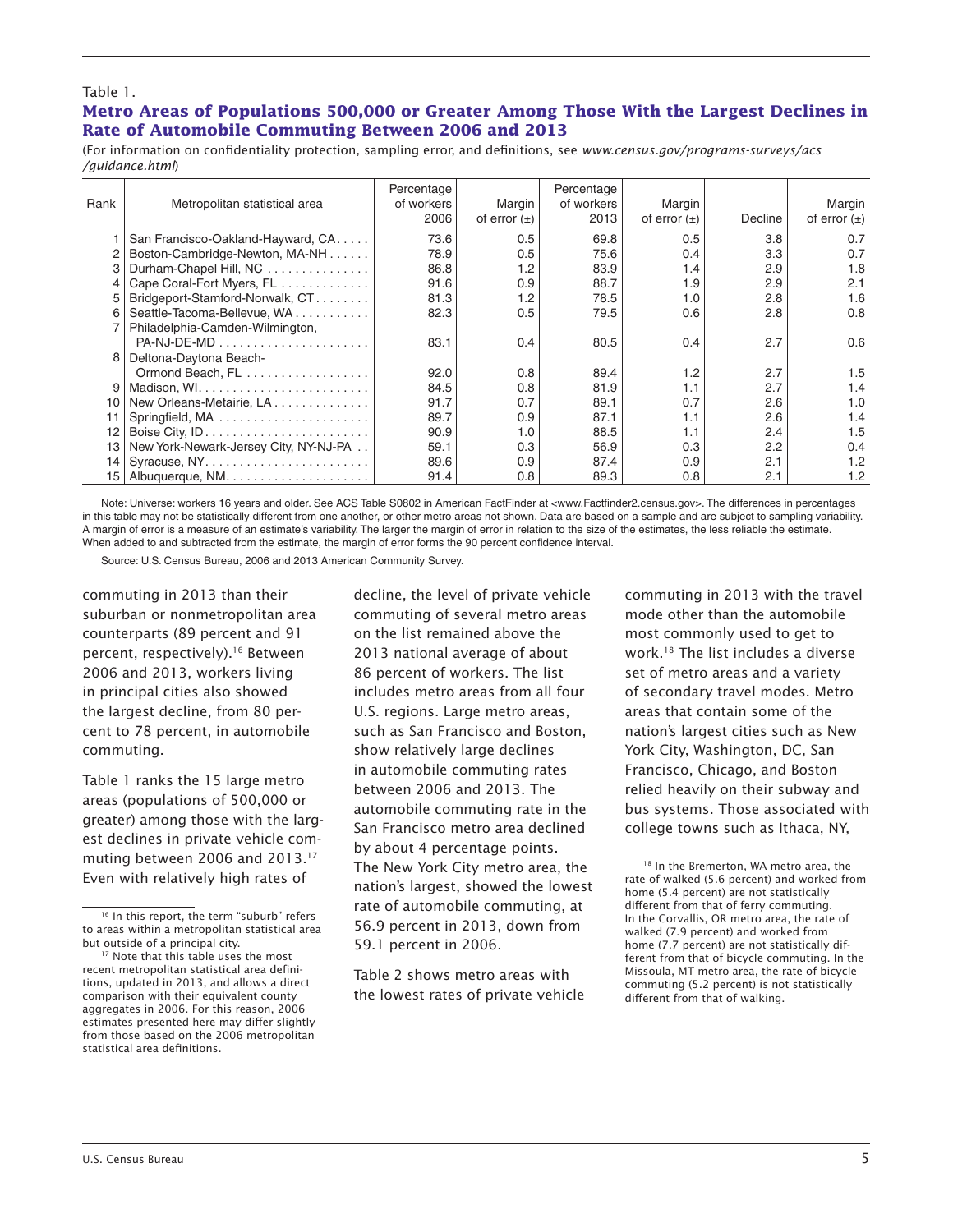Table 1.

## Metro Areas of Populations 500,000 or Greater Among Those With the Largest Declines in Rate of Automobile Commuting Between 2006 and 2013

(For information on confidentiality protection, sampling error, and definitions, see *www.census.gov/programs-surveys/acs/guidance.html*)

| Rank | Metropolitan statistical area | Percentage of workers 2006 | Margin of error (±) | Percentage of workers 2013 | Margin of error (±) | Decline | Margin of error (±) |
|---|---|---|---|---|---|---|---|
| 1 | San Francisco-Oakland-Hayward, CA | 73.6 | 0.5 | 69.8 | 0.5 | 3.8 | 0.7 |
| 2 | Boston-Cambridge-Newton, MA-NH | 78.9 | 0.5 | 75.6 | 0.4 | 3.3 | 0.7 |
| 3 | Durham-Chapel Hill, NC | 86.8 | 1.2 | 83.9 | 1.4 | 2.9 | 1.8 |
| 4 | Cape Coral-Fort Myers, FL | 91.6 | 0.9 | 88.7 | 1.9 | 2.9 | 2.1 |
| 5 | Bridgeport-Stamford-Norwalk, CT | 81.3 | 1.2 | 78.5 | 1.0 | 2.8 | 1.6 |
| 6 | Seattle-Tacoma-Bellevue, WA | 82.3 | 0.5 | 79.5 | 0.6 | 2.8 | 0.8 |
| 7 | Philadelphia-Camden-Wilmington, PA-NJ-DE-MD | 83.1 | 0.4 | 80.5 | 0.4 | 2.7 | 0.6 |
| 8 | Deltona-Daytona Beach-Ormond Beach, FL | 92.0 | 0.8 | 89.4 | 1.2 | 2.7 | 1.5 |
| 9 | Madison, WI | 84.5 | 0.8 | 81.9 | 1.1 | 2.7 | 1.4 |
| 10 | New Orleans-Metairie, LA | 91.7 | 0.7 | 89.1 | 0.7 | 2.6 | 1.0 |
| 11 | Springfield, MA | 89.7 | 0.9 | 87.1 | 1.1 | 2.6 | 1.4 |
| 12 | Boise City, ID | 90.9 | 1.0 | 88.5 | 1.1 | 2.4 | 1.5 |
| 13 | New York-Newark-Jersey City, NY-NJ-PA | 59.1 | 0.3 | 56.9 | 0.3 | 2.2 | 0.4 |
| 14 | Syracuse, NY | 89.6 | 0.9 | 87.4 | 0.9 | 2.1 | 1.2 |
| 15 | Albuquerque, NM | 91.4 | 0.8 | 89.3 | 0.8 | 2.1 | 1.2 |

Note: Universe: workers 16 years and older. See ACS Table S0802 in American FactFinder at <www.Factfinder2.census.gov>. The differences in percentages in this table may not be statistically different from one another, or other metro areas not shown. Data are based on a sample and are subject to sampling variability. A margin of error is a measure of an estimate's variability. The larger the margin of error in relation to the size of the estimates, the less reliable the estimate. When added to and subtracted from the estimate, the margin of error forms the 90 percent confidence interval.

Source: U.S. Census Bureau, 2006 and 2013 American Community Survey.

commuting in 2013 than their suburban or nonmetropolitan area counterparts (89 percent and 91 percent, respectively).[16] Between 2006 and 2013, workers living in principal cities also showed the largest decline, from 80 percent to 78 percent, in automobile commuting.

Table 1 ranks the 15 large metro areas (populations of 500,000 or greater) among those with the largest declines in private vehicle commuting between 2006 and 2013.[17] Even with relatively high rates of decline, the level of private vehicle commuting of several metro areas on the list remained above the 2013 national average of about 86 percent of workers. The list includes metro areas from all four U.S. regions. Large metro areas, such as San Francisco and Boston, show relatively large declines in automobile commuting rates between 2006 and 2013. The automobile commuting rate in the San Francisco metro area declined by about 4 percentage points. The New York City metro area, the nation's largest, showed the lowest rate of automobile commuting, at 56.9 percent in 2013, down from 59.1 percent in 2006.

Table 2 shows metro areas with the lowest rates of private vehicle commuting in 2013 with the travel mode other than the automobile most commonly used to get to work.[18] The list includes a diverse set of metro areas and a variety of secondary travel modes. Metro areas that contain some of the nation's largest cities such as New York City, Washington, DC, San Francisco, Chicago, and Boston relied heavily on their subway and bus systems. Those associated with college towns such as Ithaca, NY,

[16] In this report, the term "suburb" refers to areas within a metropolitan statistical area but outside of a principal city.

[17] Note that this table uses the most recent metropolitan statistical area definitions, updated in 2013, and allows a direct comparison with their equivalent county aggregates in 2006. For this reason, 2006 estimates presented here may differ slightly from those based on the 2006 metropolitan statistical area definitions.

[18] In the Bremerton, WA metro area, the rate of walked (5.6 percent) and worked from home (5.4 percent) are not statistically different from that of ferry commuting. In the Corvallis, OR metro area, the rate of walked (7.9 percent) and worked from home (7.7 percent) are not statistically different from that of bicycle commuting. In the Missoula, MT metro area, the rate of bicycle commuting (5.2 percent) is not statistically different from that of walking.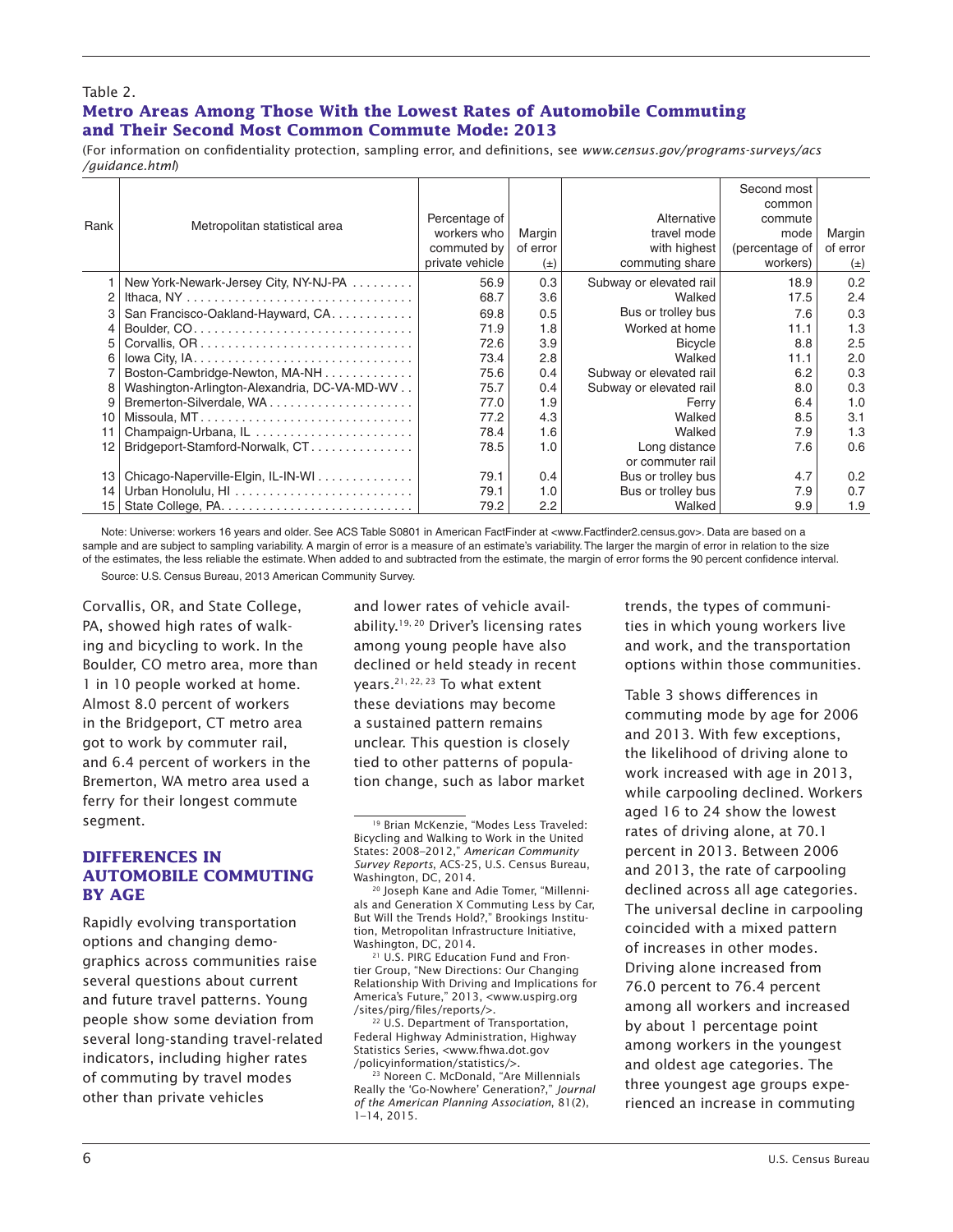Table 2.
**Metro Areas Among Those With the Lowest Rates of Automobile Commuting and Their Second Most Common Commute Mode: 2013**

(For information on confidentiality protection, sampling error, and definitions, see *www.census.gov/programs-surveys/acs/guidance.html*)

| Rank | Metropolitan statistical area | Percentage of workers who commuted by private vehicle | Margin of error (±) | Alternative travel mode with highest commuting share | Second most common commute mode (percentage of workers) | Margin of error (±) |
|---|---|---|---|---|---|---|
| 1 | New York-Newark-Jersey City, NY-NJ-PA | 56.9 | 0.3 | Subway or elevated rail | 18.9 | 0.2 |
| 2 | Ithaca, NY | 68.7 | 3.6 | Walked | 17.5 | 2.4 |
| 3 | San Francisco-Oakland-Hayward, CA | 69.8 | 0.5 | Bus or trolley bus | 7.6 | 0.3 |
| 4 | Boulder, CO | 71.9 | 1.8 | Worked at home | 11.1 | 1.3 |
| 5 | Corvallis, OR | 72.6 | 3.9 | Bicycle | 8.8 | 2.5 |
| 6 | Iowa City, IA | 73.4 | 2.8 | Walked | 11.1 | 2.0 |
| 7 | Boston-Cambridge-Newton, MA-NH | 75.6 | 0.4 | Subway or elevated rail | 6.2 | 0.3 |
| 8 | Washington-Arlington-Alexandria, DC-VA-MD-WV | 75.7 | 0.4 | Subway or elevated rail | 8.0 | 0.3 |
| 9 | Bremerton-Silverdale, WA | 77.0 | 1.9 | Ferry | 6.4 | 1.0 |
| 10 | Missoula, MT | 77.2 | 4.3 | Walked | 8.5 | 3.1 |
| 11 | Champaign-Urbana, IL | 78.4 | 1.6 | Walked | 7.9 | 1.3 |
| 12 | Bridgeport-Stamford-Norwalk, CT | 78.5 | 1.0 | Long distance or commuter rail | 7.6 | 0.6 |
| 13 | Chicago-Naperville-Elgin, IL-IN-WI | 79.1 | 0.4 | Bus or trolley bus | 4.7 | 0.2 |
| 14 | Urban Honolulu, HI | 79.1 | 1.0 | Bus or trolley bus | 7.9 | 0.7 |
| 15 | State College, PA | 79.2 | 2.2 | Walked | 9.9 | 1.9 |

Note: Universe: workers 16 years and older. See ACS Table S0801 in American FactFinder at <www.Factfinder2.census.gov>. Data are based on a sample and are subject to sampling variability. A margin of error is a measure of an estimate's variability. The larger the margin of error in relation to the size of the estimates, the less reliable the estimate. When added to and subtracted from the estimate, the margin of error forms the 90 percent confidence interval.

Source: U.S. Census Bureau, 2013 American Community Survey.

Corvallis, OR, and State College, PA, showed high rates of walking and bicycling to work. In the Boulder, CO metro area, more than 1 in 10 people worked at home. Almost 8.0 percent of workers in the Bridgeport, CT metro area got to work by commuter rail, and 6.4 percent of workers in the Bremerton, WA metro area used a ferry for their longest commute segment.

## DIFFERENCES IN AUTOMOBILE COMMUTING BY AGE

Rapidly evolving transportation options and changing demographics across communities raise several questions about current and future travel patterns. Young people show some deviation from several long-standing travel-related indicators, including higher rates of commuting by travel modes other than private vehicles and lower rates of vehicle availability.[19, 20] Driver's licensing rates among young people have also declined or held steady in recent years.[21, 22, 23] To what extent these deviations may become a sustained pattern remains unclear. This question is closely tied to other patterns of population change, such as labor market trends, the types of communities in which young workers live and work, and the transportation options within those communities.

Table 3 shows differences in commuting mode by age for 2006 and 2013. With few exceptions, the likelihood of driving alone to work increased with age in 2013, while carpooling declined. Workers aged 16 to 24 show the lowest rates of driving alone, at 70.1 percent in 2013. Between 2006 and 2013, the rate of carpooling declined across all age categories. The universal decline in carpooling coincided with a mixed pattern of increases in other modes. Driving alone increased from 76.0 percent to 76.4 percent among all workers and increased by about 1 percentage point among workers in the youngest and oldest age categories. The three youngest age groups experienced an increase in commuting

[19] Brian McKenzie, "Modes Less Traveled: Bicycling and Walking to Work in the United States: 2008–2012," *American Community Survey Reports*, ACS-25, U.S. Census Bureau, Washington, DC, 2014.

[20] Joseph Kane and Adie Tomer, "Millennials and Generation X Commuting Less by Car, But Will the Trends Hold?," Brookings Institution, Metropolitan Infrastructure Initiative, Washington, DC, 2014.

[21] U.S. PIRG Education Fund and Frontier Group, "New Directions: Our Changing Relationship With Driving and Implications for America's Future," 2013, <www.uspirg.org/sites/pirg/files/reports/>.

[22] U.S. Department of Transportation, Federal Highway Administration, Highway Statistics Series, <www.fhwa.dot.gov/policyinformation/statistics/>.

[23] Noreen C. McDonald, "Are Millennials Really the 'Go-Nowhere' Generation?," *Journal of the American Planning Association*, 81(2), 1–14, 2015.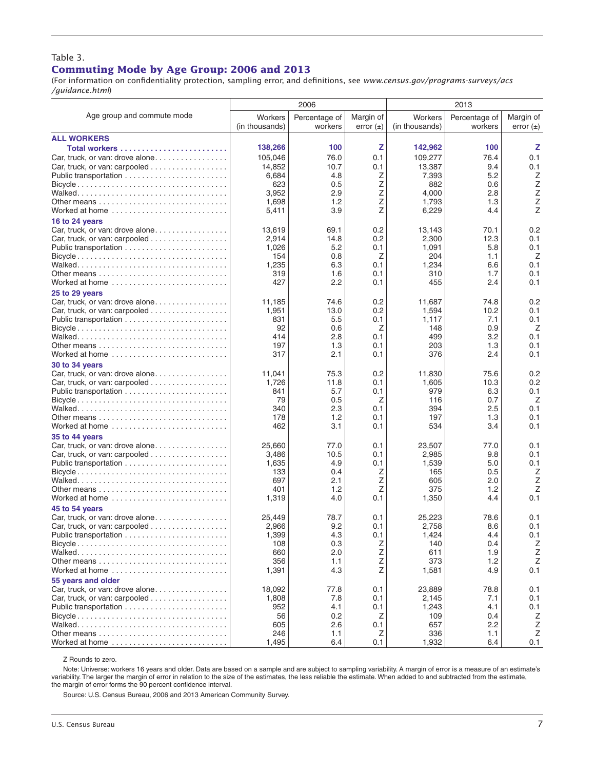Table 3.

## Commuting Mode by Age Group: 2006 and 2013

(For information on confidentiality protection, sampling error, and definitions, see *www.census.gov/programs-surveys/acs/guidance.html*)

| Age group and commute mode | 2006 | | | 2013 | | |
|---|---|---|---|---|---|---|
| | Workers (in thousands) | Percentage of workers | Margin of error (±) | Workers (in thousands) | Percentage of workers | Margin of error (±) |
| **ALL WORKERS** | | | | | | |
| **Total workers** | **138,266** | **100** | **Z** | **142,962** | **100** | **Z** |
| Car, truck, or van: drove alone | 105,046 | 76.0 | 0.1 | 109,277 | 76.4 | 0.1 |
| Car, truck, or van: carpooled | 14,852 | 10.7 | 0.1 | 13,387 | 9.4 | 0.1 |
| Public transportation | 6,684 | 4.8 | Z | 7,393 | 5.2 | Z |
| Bicycle | 623 | 0.5 | Z | 882 | 0.6 | Z |
| Walked | 3,952 | 2.9 | Z | 4,000 | 2.8 | Z |
| Other means | 1,698 | 1.2 | Z | 1,793 | 1.3 | Z |
| Worked at home | 5,411 | 3.9 | Z | 6,229 | 4.4 | Z |
| **16 to 24 years** | | | | | | |
| Car, truck, or van: drove alone | 13,619 | 69.1 | 0.2 | 13,143 | 70.1 | 0.2 |
| Car, truck, or van: carpooled | 2,914 | 14.8 | 0.2 | 2,300 | 12.3 | 0.1 |
| Public transportation | 1,026 | 5.2 | 0.1 | 1,091 | 5.8 | 0.1 |
| Bicycle | 154 | 0.8 | Z | 204 | 1.1 | Z |
| Walked | 1,235 | 6.3 | 0.1 | 1,234 | 6.6 | 0.1 |
| Other means | 319 | 1.6 | 0.1 | 310 | 1.7 | 0.1 |
| Worked at home | 427 | 2.2 | 0.1 | 455 | 2.4 | 0.1 |
| **25 to 29 years** | | | | | | |
| Car, truck, or van: drove alone | 11,185 | 74.6 | 0.2 | 11,687 | 74.8 | 0.2 |
| Car, truck, or van: carpooled | 1,951 | 13.0 | 0.2 | 1,594 | 10.2 | 0.1 |
| Public transportation | 831 | 5.5 | 0.1 | 1,117 | 7.1 | 0.1 |
| Bicycle | 92 | 0.6 | Z | 148 | 0.9 | Z |
| Walked | 414 | 2.8 | 0.1 | 499 | 3.2 | 0.1 |
| Other means | 197 | 1.3 | 0.1 | 203 | 1.3 | 0.1 |
| Worked at home | 317 | 2.1 | 0.1 | 376 | 2.4 | 0.1 |
| **30 to 34 years** | | | | | | |
| Car, truck, or van: drove alone | 11,041 | 75.3 | 0.2 | 11,830 | 75.6 | 0.2 |
| Car, truck, or van: carpooled | 1,726 | 11.8 | 0.1 | 1,605 | 10.3 | 0.2 |
| Public transportation | 841 | 5.7 | 0.1 | 979 | 6.3 | 0.1 |
| Bicycle | 79 | 0.5 | Z | 116 | 0.7 | Z |
| Walked | 340 | 2.3 | 0.1 | 394 | 2.5 | 0.1 |
| Other means | 178 | 1.2 | 0.1 | 197 | 1.3 | 0.1 |
| Worked at home | 462 | 3.1 | 0.1 | 534 | 3.4 | 0.1 |
| **35 to 44 years** | | | | | | |
| Car, truck, or van: drove alone | 25,660 | 77.0 | 0.1 | 23,507 | 77.0 | 0.1 |
| Car, truck, or van: carpooled | 3,486 | 10.5 | 0.1 | 2,985 | 9.8 | 0.1 |
| Public transportation | 1,635 | 4.9 | 0.1 | 1,539 | 5.0 | 0.1 |
| Bicycle | 133 | 0.4 | Z | 165 | 0.5 | Z |
| Walked | 697 | 2.1 | Z | 605 | 2.0 | Z |
| Other means | 401 | 1.2 | Z | 375 | 1.2 | Z |
| Worked at home | 1,319 | 4.0 | 0.1 | 1,350 | 4.4 | 0.1 |
| **45 to 54 years** | | | | | | |
| Car, truck, or van: drove alone | 25,449 | 78.7 | 0.1 | 25,223 | 78.6 | 0.1 |
| Car, truck, or van: carpooled | 2,966 | 9.2 | 0.1 | 2,758 | 8.6 | 0.1 |
| Public transportation | 1,399 | 4.3 | 0.1 | 1,424 | 4.4 | 0.1 |
| Bicycle | 108 | 0.3 | Z | 140 | 0.4 | Z |
| Walked | 660 | 2.0 | Z | 611 | 1.9 | Z |
| Other means | 356 | 1.1 | Z | 373 | 1.2 | Z |
| Worked at home | 1,391 | 4.3 | Z | 1,581 | 4.9 | 0.1 |
| **55 years and older** | | | | | | |
| Car, truck, or van: drove alone | 18,092 | 77.8 | 0.1 | 23,889 | 78.8 | 0.1 |
| Car, truck, or van: carpooled | 1,808 | 7.8 | 0.1 | 2,145 | 7.1 | 0.1 |
| Public transportation | 952 | 4.1 | 0.1 | 1,243 | 4.1 | 0.1 |
| Bicycle | 56 | 0.2 | Z | 109 | 0.4 | Z |
| Walked | 605 | 2.6 | 0.1 | 657 | 2.2 | Z |
| Other means | 246 | 1.1 | Z | 336 | 1.1 | Z |
| Worked at home | 1,495 | 6.4 | 0.1 | 1,932 | 6.4 | 0.1 |

Z Rounds to zero.

Note: Universe: workers 16 years and older. Data are based on a sample and are subject to sampling variability. A margin of error is a measure of an estimate's variability. The larger the margin of error in relation to the size of the estimates, the less reliable the estimate. When added to and subtracted from the estimate, the margin of error forms the 90 percent confidence interval.

Source: U.S. Census Bureau, 2006 and 2013 American Community Survey.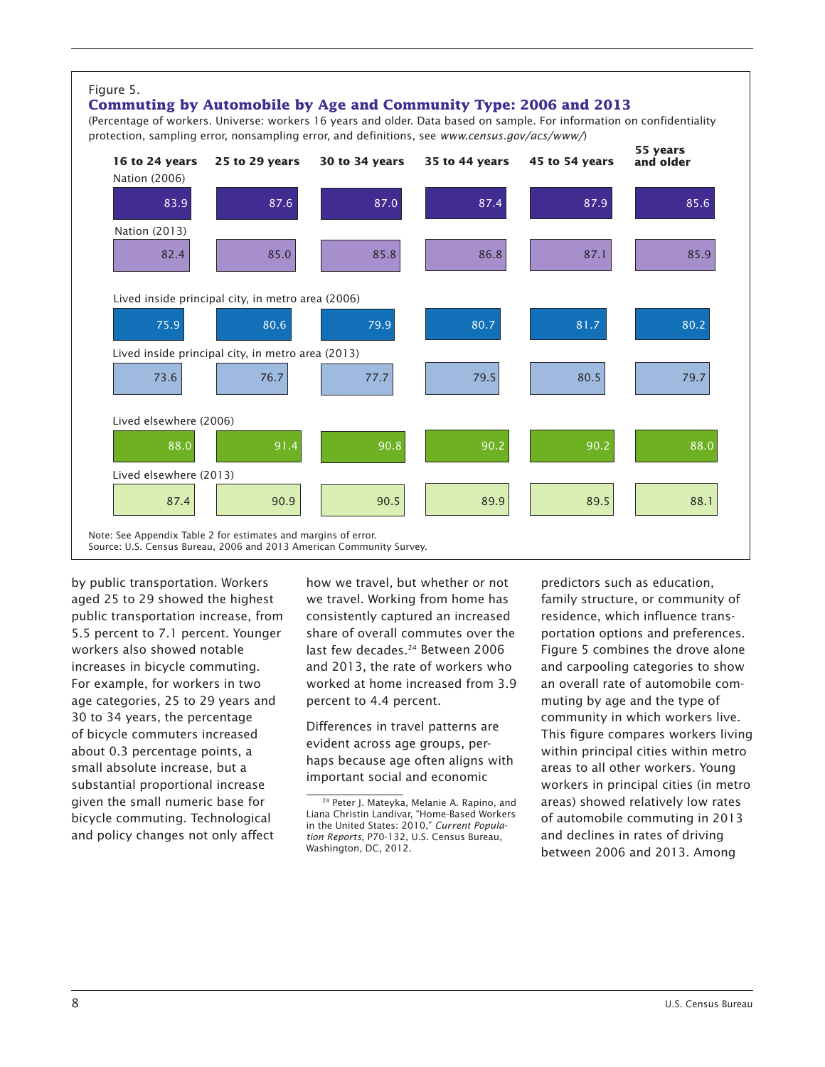Figure 5.

## Commuting by Automobile by Age and Community Type: 2006 and 2013

(Percentage of workers. Universe: workers 16 years and older. Data based on sample. For information on confidentiality protection, sampling error, nonsampling error, and definitions, see *www.census.gov/acs/www/*)

| | 16 to 24 years | 25 to 29 years | 30 to 34 years | 35 to 44 years | 45 to 54 years | 55 years and older |
|---|---|---|---|---|---|---|
| Nation (2006) | 83.9 | 87.6 | 87.0 | 87.4 | 87.9 | 85.6 |
| Nation (2013) | 82.4 | 85.0 | 85.8 | 86.8 | 87.1 | 85.9 |
| Lived inside principal city, in metro area (2006) | 75.9 | 80.6 | 79.9 | 80.7 | 81.7 | 80.2 |
| Lived inside principal city, in metro area (2013) | 73.6 | 76.7 | 77.7 | 79.5 | 80.5 | 79.7 |
| Lived elsewhere (2006) | 88.0 | 91.4 | 90.8 | 90.2 | 90.2 | 88.0 |
| Lived elsewhere (2013) | 87.4 | 90.9 | 90.5 | 89.9 | 89.5 | 88.1 |

Note: See Appendix Table 2 for estimates and margins of error.
Source: U.S. Census Bureau, 2006 and 2013 American Community Survey.

by public transportation. Workers aged 25 to 29 showed the highest public transportation increase, from 5.5 percent to 7.1 percent. Younger workers also showed notable increases in bicycle commuting. For example, for workers in two age categories, 25 to 29 years and 30 to 34 years, the percentage of bicycle commuters increased about 0.3 percentage points, a small absolute increase, but a substantial proportional increase given the small numeric base for bicycle commuting. Technological and policy changes not only affect how we travel, but whether or not we travel. Working from home has consistently captured an increased share of overall commutes over the last few decades.[24] Between 2006 and 2013, the rate of workers who worked at home increased from 3.9 percent to 4.4 percent.

Differences in travel patterns are evident across age groups, perhaps because age often aligns with important social and economic predictors such as education, family structure, or community of residence, which influence transportation options and preferences. Figure 5 combines the drove alone and carpooling categories to show an overall rate of automobile commuting by age and the type of community in which workers live. This figure compares workers living within principal cities within metro areas to all other workers. Young workers in principal cities (in metro areas) showed relatively low rates of automobile commuting in 2013 and declines in rates of driving between 2006 and 2013. Among

[24] Peter J. Mateyka, Melanie A. Rapino, and Liana Christin Landivar, "Home-Based Workers in the United States: 2010," *Current Population Reports*, P70-132, U.S. Census Bureau, Washington, DC, 2012.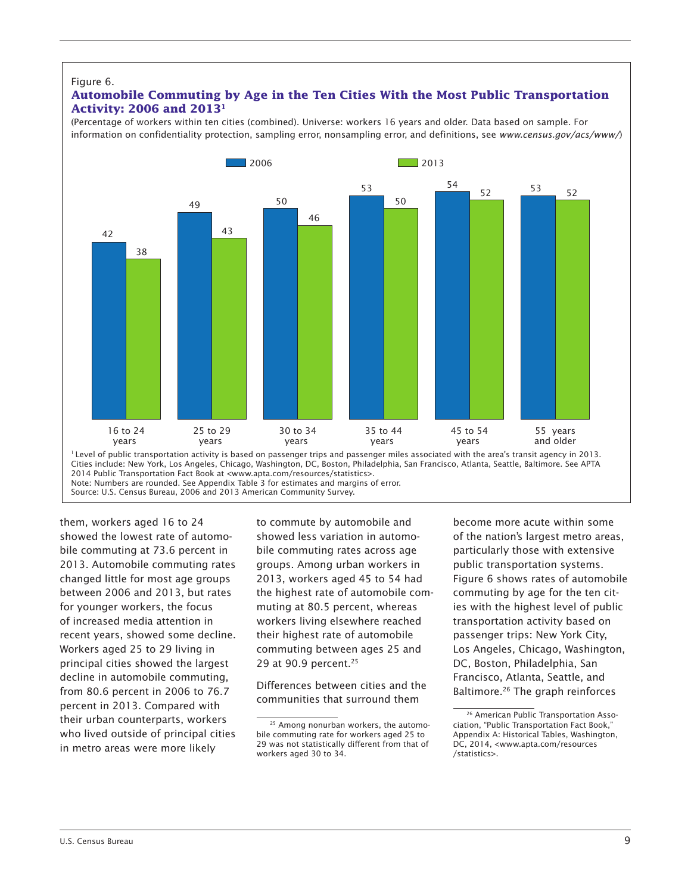Figure 6.

**Automobile Commuting by Age in the Ten Cities With the Most Public Transportation Activity: 2006 and 2013**[1]

(Percentage of workers within ten cities (combined). Universe: workers 16 years and older. Data based on sample. For information on confidentiality protection, sampling error, nonsampling error, and definitions, see *www.census.gov/acs/www/*)

| Age | 2006 | 2013 |
|---|---|---|
| 16 to 24 years | 42 | 38 |
| 25 to 29 years | 49 | 43 |
| 30 to 34 years | 50 | 46 |
| 35 to 44 years | 53 | 50 |
| 45 to 54 years | 54 | 52 |
| 55 years and older | 53 | 52 |

[1] Level of public transportation activity is based on passenger trips and passenger miles associated with the area's transit agency in 2013. Cities include: New York, Los Angeles, Chicago, Washington, DC, Boston, Philadelphia, San Francisco, Atlanta, Seattle, Baltimore. See APTA 2014 Public Transportation Fact Book at <www.apta.com/resources/statistics>.
Note: Numbers are rounded. See Appendix Table 3 for estimates and margins of error.
Source: U.S. Census Bureau, 2006 and 2013 American Community Survey.

them, workers aged 16 to 24 showed the lowest rate of automobile commuting at 73.6 percent in 2013. Automobile commuting rates changed little for most age groups between 2006 and 2013, but rates for younger workers, the focus of increased media attention in recent years, showed some decline. Workers aged 25 to 29 living in principal cities showed the largest decline in automobile commuting, from 80.6 percent in 2006 to 76.7 percent in 2013. Compared with their urban counterparts, workers who lived outside of principal cities in metro areas were more likely to commute by automobile and showed less variation in automobile commuting rates across age groups. Among urban workers in 2013, workers aged 45 to 54 had the highest rate of automobile commuting at 80.5 percent, whereas workers living elsewhere reached their highest rate of automobile commuting between ages 25 and 29 at 90.9 percent.[25]

Differences between cities and the communities that surround them become more acute within some of the nation's largest metro areas, particularly those with extensive public transportation systems. Figure 6 shows rates of automobile commuting by age for the ten cities with the highest level of public transportation activity based on passenger trips: New York City, Los Angeles, Chicago, Washington, DC, Boston, Philadelphia, San Francisco, Atlanta, Seattle, and Baltimore.[26] The graph reinforces

[25] Among nonurban workers, the automobile commuting rate for workers aged 25 to 29 was not statistically different from that of workers aged 30 to 34.

[26] American Public Transportation Association, "Public Transportation Fact Book," Appendix A: Historical Tables, Washington, DC, 2014, <www.apta.com/resources/statistics>.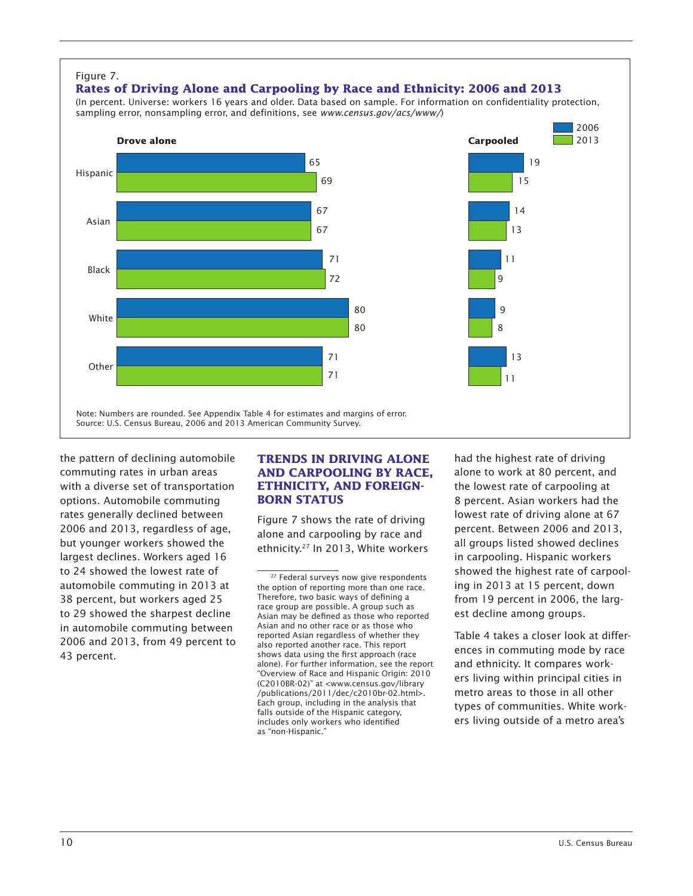Figure 7.

**Rates of Driving Alone and Carpooling by Race and Ethnicity: 2006 and 2013**

(In percent. Universe: workers 16 years and older. Data based on sample. For information on confidentiality protection, sampling error, nonsampling error, and definitions, see *www.census.gov/acs/www/*)

| | Drove alone 2006 | Drove alone 2013 | Carpooled 2006 | Carpooled 2013 |
|---|---|---|---|---|
| Hispanic | 65 | 69 | 19 | 15 |
| Asian | 67 | 67 | 14 | 13 |
| Black | 71 | 72 | 11 | 9 |
| White | 80 | 80 | 9 | 8 |
| Other | 71 | 71 | 13 | 11 |

Note: Numbers are rounded. See Appendix Table 4 for estimates and margins of error.
Source: U.S. Census Bureau, 2006 and 2013 American Community Survey.

the pattern of declining automobile commuting rates in urban areas with a diverse set of transportation options. Automobile commuting rates generally declined between 2006 and 2013, regardless of age, but younger workers showed the largest declines. Workers aged 16 to 24 showed the lowest rate of automobile commuting in 2013 at 38 percent, but workers aged 25 to 29 showed the sharpest decline in automobile commuting between 2006 and 2013, from 49 percent to 43 percent.

## TRENDS IN DRIVING ALONE AND CARPOOLING BY RACE, ETHNICITY, AND FOREIGN-BORN STATUS

Figure 7 shows the rate of driving alone and carpooling by race and ethnicity.[27] In 2013, White workers had the highest rate of driving alone to work at 80 percent, and the lowest rate of carpooling at 8 percent. Asian workers had the lowest rate of driving alone at 67 percent. Between 2006 and 2013, all groups listed showed declines in carpooling. Hispanic workers showed the highest rate of carpooling in 2013 at 15 percent, down from 19 percent in 2006, the largest decline among groups.

Table 4 takes a closer look at differences in commuting mode by race and ethnicity. It compares workers living within principal cities in metro areas to those in all other types of communities. White workers living outside of a metro area's

[27] Federal surveys now give respondents the option of reporting more than one race. Therefore, two basic ways of defining a race group are possible. A group such as Asian may be defined as those who reported Asian and no other race or as those who reported Asian regardless of whether they also reported another race. This report shows data using the first approach (race alone). For further information, see the report "Overview of Race and Hispanic Origin: 2010 (C2010BR-02)" at <www.census.gov/library/publications/2011/dec/c2010br-02.html>. Each group, including in the analysis that falls outside of the Hispanic category, includes only workers who identified as "non-Hispanic."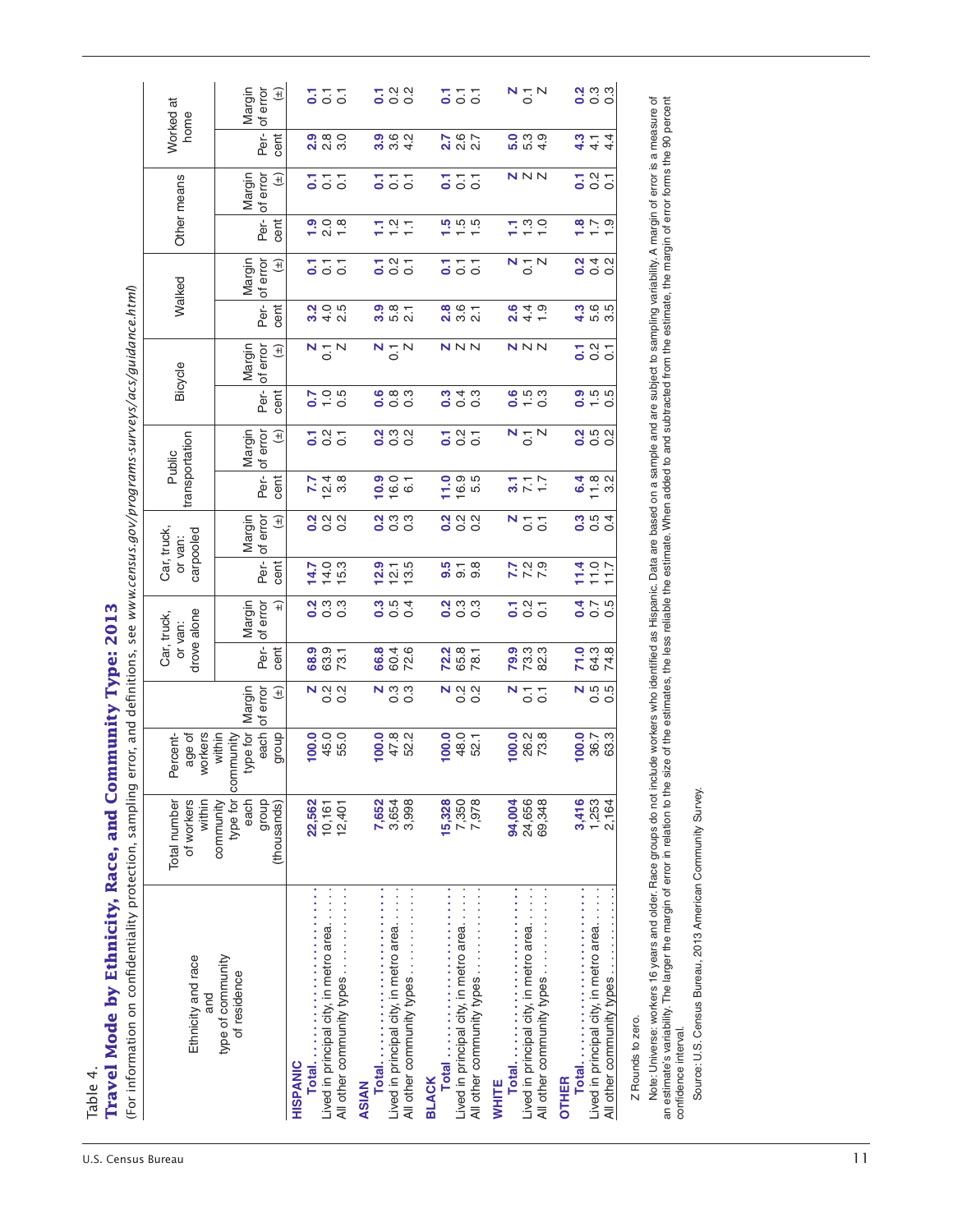Table 4.

## Travel Mode by Ethnicity, Race, and Community Type: 2013

(For information on confidentiality protection, sampling error, and definitions, see *www.census.gov/programs-surveys/acs/guidance.html*)

| Ethnicity and race and type of community of residence | Total number of workers within community type for each group (thousands) | Percentage of workers within community type for each group | Margin of error (±) | Car, truck, or van: drove alone | | Car, truck, or van: carpooled | | Public transportation | | Bicycle | | Walked | | Other means | | Worked at home | |
|---|---|---|---|---|---|---|---|---|---|---|---|---|---|---|---|---|---|
| | | | | Percent | Margin of error (±) | Percent | Margin of error (±) | Percent | Margin of error (±) | Percent | Margin of error (±) | Percent | Margin of error (±) | Percent | Margin of error (±) | Percent | Margin of error (±) |
| **HISPANIC** | | | | | | | | | | | | | | | | | |
| **Total** | **22,562** | **100.0** | **Z** | **68.9** | **0.2** | **14.7** | **0.2** | **7.7** | **0.1** | **0.7** | **Z** | **3.2** | **0.1** | **1.9** | **0.1** | **2.9** | **0.1** |
| Lived in principal city, in metro area | 10,161 | 45.0 | 0.2 | 63.9 | 0.3 | 14.0 | 0.2 | 12.4 | 0.2 | 1.0 | 0.1 | 4.0 | 0.1 | 2.0 | 0.1 | 2.8 | 0.1 |
| All other community types | 12,401 | 55.0 | 0.2 | 73.1 | 0.3 | 15.3 | 0.2 | 3.8 | 0.1 | 0.5 | Z | 2.5 | 0.1 | 1.8 | 0.1 | 3.0 | 0.1 |
| **ASIAN** | | | | | | | | | | | | | | | | | |
| **Total** | **7,652** | **100.0** | **Z** | **66.8** | **0.3** | **12.9** | **0.2** | **10.9** | **0.2** | **0.6** | **Z** | **3.9** | **0.1** | **1.1** | **0.1** | **3.9** | **0.1** |
| Lived in principal city, in metro area | 3,654 | 47.8 | 0.3 | 60.4 | 0.5 | 12.1 | 0.3 | 16.0 | 0.3 | 0.8 | 0.1 | 5.8 | 0.2 | 1.2 | 0.1 | 3.6 | 0.2 |
| All other community types | 3,998 | 52.2 | 0.3 | 72.6 | 0.4 | 13.5 | 0.3 | 6.1 | 0.2 | 0.3 | Z | 2.1 | 0.1 | 1.1 | 0.1 | 4.2 | 0.2 |
| **BLACK** | | | | | | | | | | | | | | | | | |
| **Total** | **15,328** | **100.0** | **Z** | **72.2** | **0.2** | **9.5** | **0.2** | **11.0** | **0.1** | **0.3** | **Z** | **2.8** | **0.1** | **1.5** | **0.1** | **2.7** | **0.1** |
| Lived in principal city, in metro area | 7,350 | 48.0 | 0.2 | 65.8 | 0.3 | 9.1 | 0.2 | 16.9 | 0.2 | 0.4 | Z | 3.6 | 0.1 | 1.5 | 0.1 | 2.6 | 0.1 |
| All other community types | 7,978 | 52.1 | 0.2 | 78.1 | 0.3 | 9.8 | 0.2 | 5.5 | 0.1 | 0.3 | Z | 2.1 | 0.1 | 1.5 | 0.1 | 2.7 | 0.1 |
| **WHITE** | | | | | | | | | | | | | | | | | |
| **Total** | **94,004** | **100.0** | **Z** | **79.9** | **0.1** | **7.7** | **Z** | **3.1** | **Z** | **0.6** | **Z** | **2.6** | **Z** | **1.1** | **Z** | **5.0** | **Z** |
| Lived in principal city, in metro area | 24,656 | 26.2 | 0.1 | 73.3 | 0.2 | 7.2 | 0.1 | 7.1 | 0.1 | 1.5 | Z | 4.4 | 0.1 | 1.3 | Z | 5.3 | 0.1 |
| All other community types | 69,348 | 73.8 | 0.1 | 82.3 | 0.1 | 7.9 | 0.1 | 1.7 | Z | 0.3 | Z | 1.9 | Z | 1.0 | Z | 4.9 | Z |
| **OTHER** | | | | | | | | | | | | | | | | | |
| **Total** | **3,416** | **100.0** | **Z** | **71.0** | **0.4** | **11.4** | **0.3** | **6.4** | **0.2** | **0.9** | **0.1** | **4.3** | **0.2** | **1.8** | **0.1** | **4.3** | **0.2** |
| Lived in principal city, in metro area | 1,253 | 36.7 | 0.5 | 64.3 | 0.7 | 11.0 | 0.5 | 11.8 | 0.5 | 1.5 | 0.2 | 5.6 | 0.4 | 1.7 | 0.2 | 4.1 | 0.3 |
| All other community types | 2,164 | 63.3 | 0.5 | 74.8 | 0.5 | 11.7 | 0.4 | 3.2 | 0.2 | 0.5 | 0.1 | 3.5 | 0.2 | 1.9 | 0.1 | 4.4 | 0.3 |

Z Rounds to zero.

Note: Universe: workers 16 years and older. Race groups do not include workers who identified as Hispanic. Data are based on a sample and are subject to sampling variability. A margin of error is a measure of an estimate's variability. The larger the margin of error in relation to the size of the estimates, the less reliable the estimate. When added to and subtracted from the estimate, the margin of error forms the 90 percent confidence interval.

Source: U.S. Census Bureau, 2013 American Community Survey.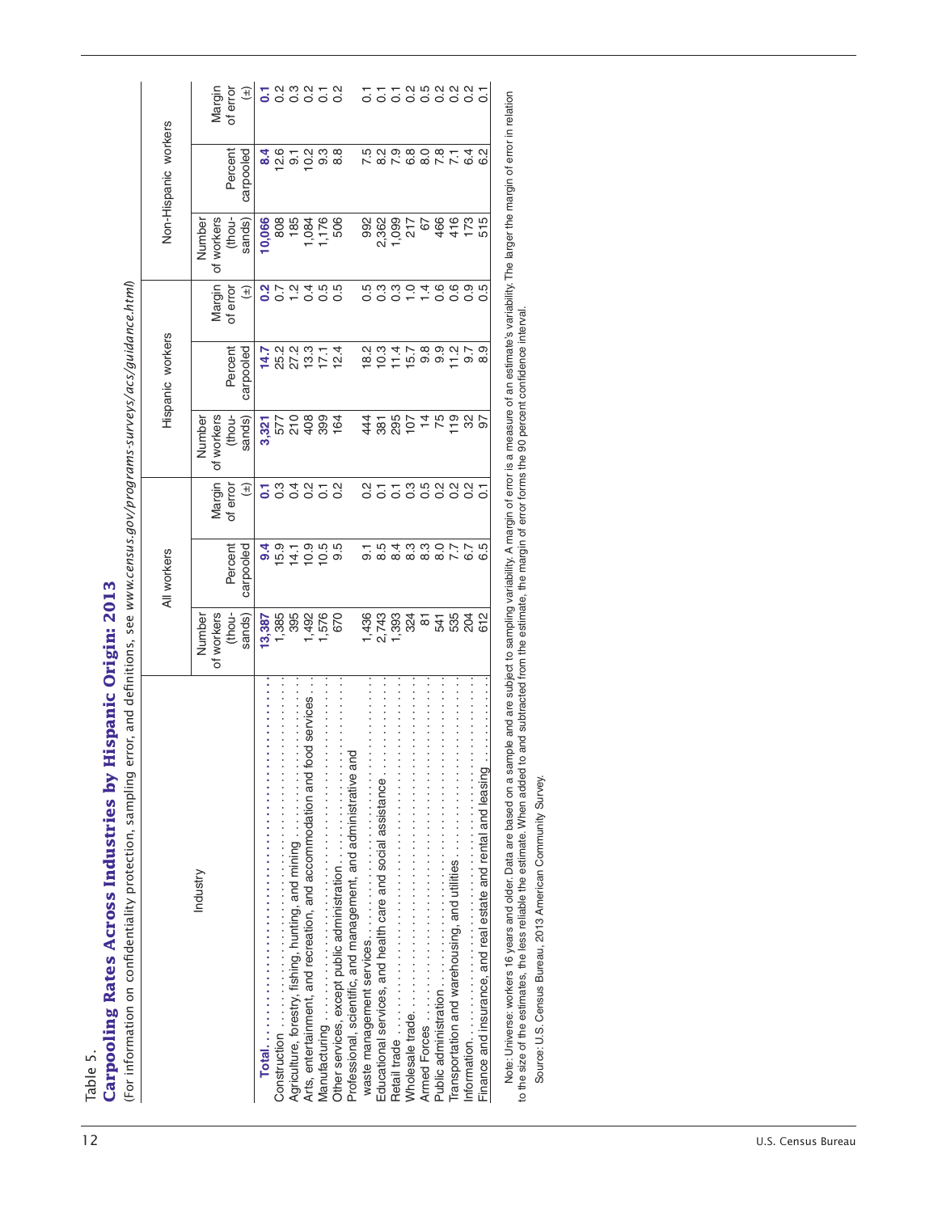Table 5.

## Carpooling Rates Across Industries by Hispanic Origin: 2013

(For information on confidentiality protection, sampling error, and definitions, see *www.census.gov/programs-surveys/acs/guidance.html*)

| Industry | All workers | | | Hispanic workers | | | Non-Hispanic workers | | |
|---|---|---|---|---|---|---|---|---|---|
| | Number of workers (thousands) | Percent carpooled | Margin of error (±) | Number of workers (thousands) | Percent carpooled | Margin of error (±) | Number of workers (thousands) | Percent carpooled | Margin of error (±) |
| **Total** | **13,387** | **9.4** | **0.1** | **3,321** | **14.7** | **0.2** | **10,066** | **8.4** | **0.1** |
| Construction | 1,385 | 15.9 | 0.3 | 577 | 25.2 | 0.7 | 808 | 12.6 | 0.2 |
| Agriculture, forestry, fishing, hunting, and mining | 395 | 14.1 | 0.4 | 210 | 27.2 | 1.2 | 185 | 9.1 | 0.3 |
| Arts, entertainment, and recreation, and accommodation and food services | 1,492 | 10.9 | 0.2 | 408 | 13.3 | 0.4 | 1,084 | 10.2 | 0.2 |
| Manufacturing | 1,576 | 10.5 | 0.1 | 399 | 17.1 | 0.5 | 1,176 | 9.3 | 0.1 |
| Other services, except public administration | 670 | 9.5 | 0.2 | 164 | 12.4 | 0.5 | 506 | 8.8 | 0.2 |
| Professional, scientific, and management, and administrative and waste management services | 1,436 | 9.1 | 0.2 | 444 | 18.2 | 0.5 | 992 | 7.5 | 0.1 |
| Educational services, and health care and social assistance | 2,743 | 8.5 | 0.1 | 381 | 10.3 | 0.3 | 2,362 | 8.2 | 0.1 |
| Retail trade | 1,393 | 8.4 | 0.1 | 295 | 11.4 | 0.3 | 1,099 | 7.9 | 0.1 |
| Wholesale trade | 324 | 8.3 | 0.3 | 107 | 15.7 | 1.0 | 217 | 6.8 | 0.2 |
| Armed Forces | 81 | 8.3 | 0.5 | 14 | 9.8 | 1.4 | 67 | 8.0 | 0.5 |
| Public administration | 541 | 8.0 | 0.2 | 75 | 9.9 | 0.6 | 466 | 7.8 | 0.2 |
| Transportation and warehousing, and utilities | 535 | 7.7 | 0.2 | 119 | 11.2 | 0.6 | 416 | 7.1 | 0.2 |
| Information | 204 | 6.7 | 0.2 | 32 | 9.7 | 0.9 | 173 | 6.4 | 0.2 |
| Finance and insurance, and real estate and rental and leasing | 612 | 6.5 | 0.1 | 97 | 8.9 | 0.5 | 515 | 6.2 | 0.1 |

Note: Universe: workers 16 years and older. Data are based on a sample and are subject to sampling variability. A margin of error is a measure of an estimate's variability. The larger the margin of error in relation to the size of the estimates, the less reliable the estimate. When added to and subtracted from the estimate, the margin of error forms the 90 percent confidence interval.

Source: U.S. Census Bureau, 2013 American Community Survey.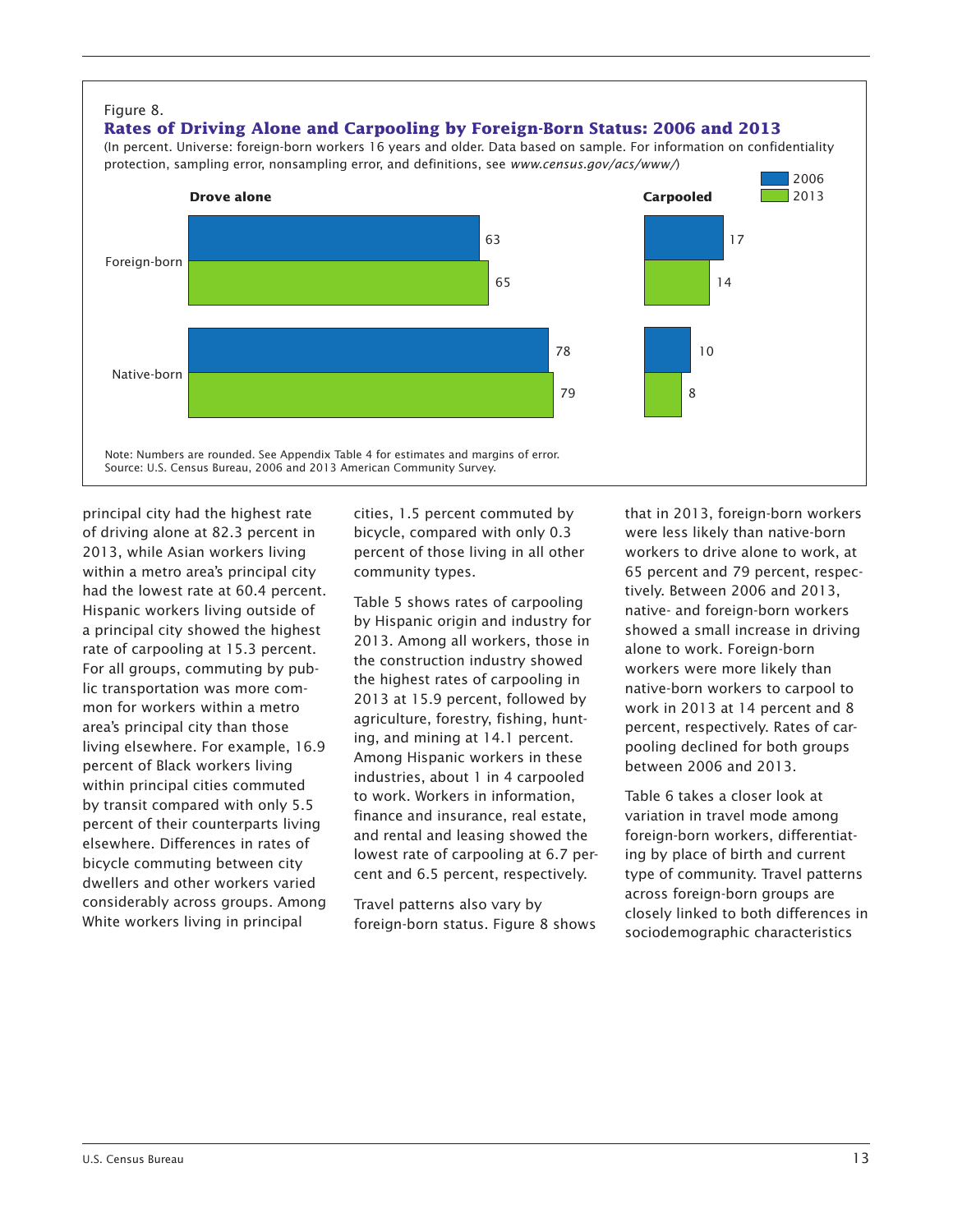Figure 8.

**Rates of Driving Alone and Carpooling by Foreign-Born Status: 2006 and 2013**

(In percent. Universe: foreign-born workers 16 years and older. Data based on sample. For information on confidentiality protection, sampling error, nonsampling error, and definitions, see *www.census.gov/acs/www/*)

| | Drove alone 2006 | Drove alone 2013 | Carpooled 2006 | Carpooled 2013 |
|---|---|---|---|---|
| Foreign-born | 63 | 65 | 17 | 14 |
| Native-born | 78 | 79 | 10 | 8 |

Note: Numbers are rounded. See Appendix Table 4 for estimates and margins of error.
Source: U.S. Census Bureau, 2006 and 2013 American Community Survey.

principal city had the highest rate of driving alone at 82.3 percent in 2013, while Asian workers living within a metro area's principal city had the lowest rate at 60.4 percent. Hispanic workers living outside of a principal city showed the highest rate of carpooling at 15.3 percent. For all groups, commuting by public transportation was more common for workers within a metro area's principal city than those living elsewhere. For example, 16.9 percent of Black workers living within principal cities commuted by transit compared with only 5.5 percent of their counterparts living elsewhere. Differences in rates of bicycle commuting between city dwellers and other workers varied considerably across groups. Among White workers living in principal cities, 1.5 percent commuted by bicycle, compared with only 0.3 percent of those living in all other community types.

Table 5 shows rates of carpooling by Hispanic origin and industry for 2013. Among all workers, those in the construction industry showed the highest rates of carpooling in 2013 at 15.9 percent, followed by agriculture, forestry, fishing, hunting, and mining at 14.1 percent. Among Hispanic workers in these industries, about 1 in 4 carpooled to work. Workers in information, finance and insurance, real estate, and rental and leasing showed the lowest rate of carpooling at 6.7 percent and 6.5 percent, respectively.

Travel patterns also vary by foreign-born status. Figure 8 shows that in 2013, foreign-born workers were less likely than native-born workers to drive alone to work, at 65 percent and 79 percent, respectively. Between 2006 and 2013, native- and foreign-born workers showed a small increase in driving alone to work. Foreign-born workers were more likely than native-born workers to carpool to work in 2013 at 14 percent and 8 percent, respectively. Rates of carpooling declined for both groups between 2006 and 2013.

Table 6 takes a closer look at variation in travel mode among foreign-born workers, differentiating by place of birth and current type of community. Travel patterns across foreign-born groups are closely linked to both differences in sociodemographic characteristics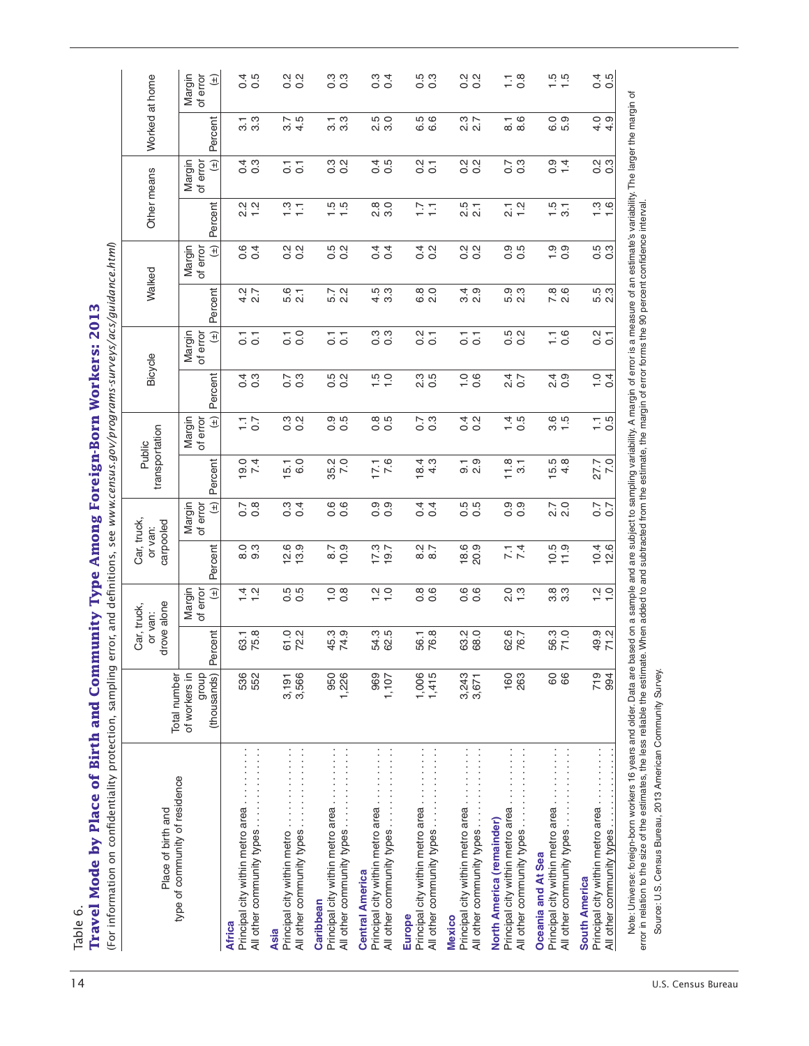Table 6.

## Travel Mode by Place of Birth and Community Type Among Foreign-Born Workers: 2013

(For information on confidentiality protection, sampling error, and definitions, see *www.census.gov/programs-surveys/acs/guidance.html*)

| Place of birth and type of community of residence | Total number of workers in group (thousands) | Car, truck, or van: drove alone | | Car, truck, or van: carpooled | | Public transportation | | Bicycle | | Walked | | Other means | | Worked at home | |
|---|---|---|---|---|---|---|---|---|---|---|---|---|---|---|---|
| | | Percent | Margin of error (±) | Percent | Margin of error (±) | Percent | Margin of error (±) | Percent | Margin of error (±) | Percent | Margin of error (±) | Percent | Margin of error (±) | Percent | Margin of error (±) |
| **Africa** | | | | | | | | | | | | | | | |
| Principal city within metro area | 536 | 63.1 | 1.4 | 8.0 | 0.7 | 19.0 | 1.1 | 0.4 | 0.1 | 4.2 | 0.6 | 2.2 | 0.4 | 3.1 | 0.4 |
| All other community types | 552 | 75.8 | 1.2 | 9.3 | 0.8 | 7.4 | 0.7 | 0.3 | 0.1 | 2.7 | 0.4 | 1.2 | 0.3 | 3.3 | 0.5 |
| **Asia** | | | | | | | | | | | | | | | |
| Principal city within metro | 3,191 | 61.0 | 0.5 | 12.6 | 0.3 | 15.1 | 0.3 | 0.7 | 0.1 | 5.6 | 0.2 | 1.3 | 0.1 | 3.7 | 0.2 |
| All other community types | 3,566 | 72.2 | 0.5 | 13.9 | 0.4 | 6.0 | 0.2 | 0.3 | 0.0 | 2.1 | 0.2 | 1.1 | 0.1 | 4.5 | 0.2 |
| **Caribbean** | | | | | | | | | | | | | | | |
| Principal city within metro area | 950 | 45.3 | 1.0 | 8.7 | 0.6 | 35.2 | 0.9 | 0.5 | 0.1 | 5.7 | 0.5 | 1.5 | 0.3 | 3.1 | 0.3 |
| All other community types | 1,226 | 74.9 | 0.8 | 10.9 | 0.6 | 7.0 | 0.5 | 0.2 | 0.1 | 2.2 | 0.2 | 1.5 | 0.2 | 3.3 | 0.3 |
| **Central America** | | | | | | | | | | | | | | | |
| Principal city within metro area | 969 | 54.3 | 1.2 | 17.3 | 0.9 | 17.1 | 0.8 | 1.5 | 0.3 | 4.5 | 0.4 | 2.8 | 0.4 | 2.5 | 0.3 |
| All other community types | 1,107 | 62.5 | 1.0 | 19.7 | 0.9 | 7.6 | 0.5 | 1.0 | 0.3 | 3.3 | 0.4 | 3.0 | 0.5 | 3.0 | 0.4 |
| **Europe** | | | | | | | | | | | | | | | |
| Principal city within metro area | 1,006 | 56.1 | 0.8 | 8.2 | 0.4 | 18.4 | 0.7 | 2.3 | 0.2 | 6.8 | 0.4 | 1.7 | 0.2 | 6.5 | 0.5 |
| All other community types | 1,415 | 76.8 | 0.6 | 8.7 | 0.4 | 4.3 | 0.3 | 0.5 | 0.1 | 2.0 | 0.2 | 1.1 | 0.1 | 6.6 | 0.3 |
| **Mexico** | | | | | | | | | | | | | | | |
| Principal city within metro area | 3,243 | 63.2 | 0.6 | 18.6 | 0.5 | 9.1 | 0.4 | 1.0 | 0.1 | 3.4 | 0.2 | 2.5 | 0.2 | 2.3 | 0.2 |
| All other community types | 3,671 | 68.0 | 0.6 | 20.9 | 0.5 | 2.9 | 0.2 | 0.6 | 0.1 | 2.9 | 0.2 | 2.1 | 0.2 | 2.7 | 0.2 |
| **North America (remainder)** | | | | | | | | | | | | | | | |
| Principal city within metro area | 160 | 62.6 | 2.0 | 7.1 | 0.9 | 11.8 | 1.4 | 2.4 | 0.5 | 5.9 | 0.9 | 2.1 | 0.7 | 8.1 | 1.1 |
| All other community types | 263 | 76.7 | 1.3 | 7.4 | 0.9 | 3.1 | 0.5 | 0.7 | 0.2 | 2.3 | 0.5 | 1.2 | 0.3 | 8.6 | 0.8 |
| **Oceania and At Sea** | | | | | | | | | | | | | | | |
| Principal city within metro area | 60 | 56.3 | 3.8 | 10.5 | 2.7 | 15.5 | 3.6 | 2.4 | 1.1 | 7.8 | 1.9 | 1.5 | 0.9 | 6.0 | 1.5 |
| All other community types | 66 | 71.0 | 3.3 | 11.9 | 2.0 | 4.8 | 1.5 | 0.9 | 0.6 | 2.6 | 0.9 | 3.1 | 1.4 | 5.9 | 1.5 |
| **South America** | | | | | | | | | | | | | | | |
| Principal city within metro area | 719 | 49.9 | 1.2 | 10.4 | 0.7 | 27.7 | 1.1 | 1.0 | 0.2 | 5.5 | 0.5 | 1.3 | 0.2 | 4.0 | 0.4 |
| All other community types | 994 | 71.2 | 1.0 | 12.6 | 0.7 | 7.0 | 0.5 | 0.4 | 0.1 | 2.3 | 0.3 | 1.6 | 0.3 | 4.9 | 0.5 |

Note: Universe: foreign-born workers 16 years and older. Data are based on a sample and are subject to sampling variability. A margin of error is a measure of an estimate's variability. The larger the margin of error in relation to the size of the estimates, the less reliable the estimate. When added to and subtracted from the estimate, the margin of error forms the 90 percent confidence interval.

Source: U.S. Census Bureau, 2013 American Community Survey.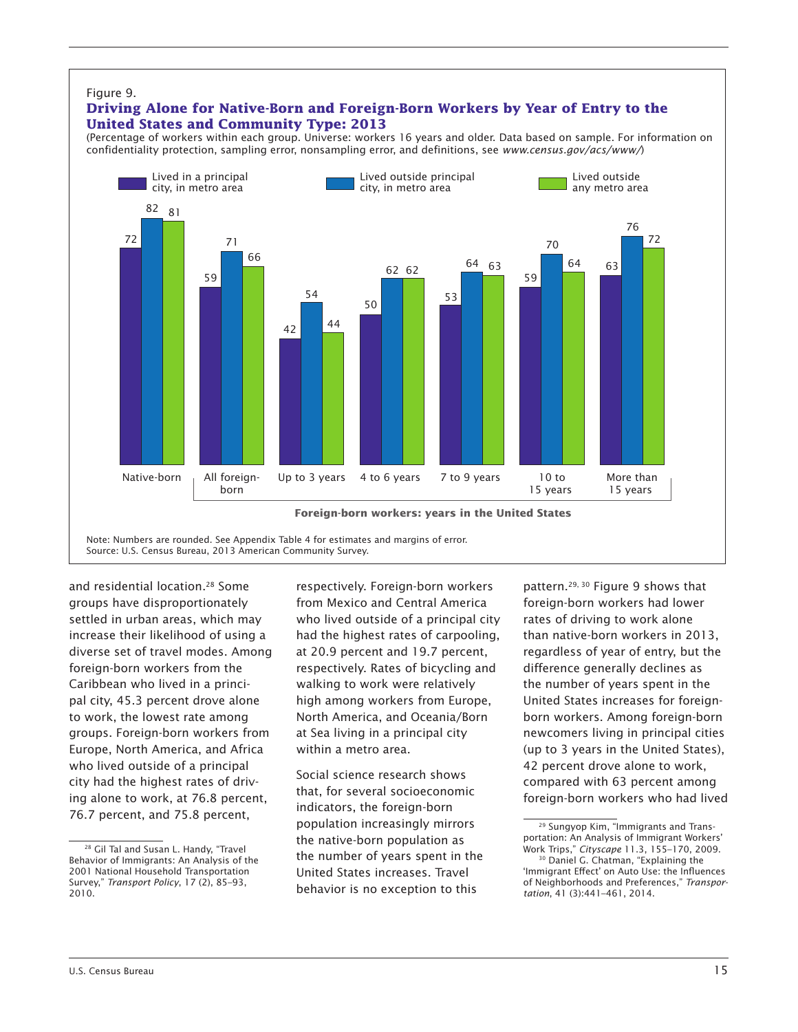Figure 9.

**Driving Alone for Native-Born and Foreign-Born Workers by Year of Entry to the United States and Community Type: 2013**

(Percentage of workers within each group. Universe: workers 16 years and older. Data based on sample. For information on confidentiality protection, sampling error, nonsampling error, and definitions, see *www.census.gov/acs/www/*)

| | Lived in a principal city, in metro area | Lived outside principal city, in metro area | Lived outside any metro area |
|---|---|---|---|
| Native-born | 72 | 82 | 81 |
| All foreign-born | 59 | 71 | 66 |
| Up to 3 years | 42 | 54 | 44 |
| 4 to 6 years | 50 | 62 | 62 |
| 7 to 9 years | 53 | 64 | 63 |
| 10 to 15 years | 59 | 70 | 64 |
| More than 15 years | 63 | 76 | 72 |

**Foreign-born workers: years in the United States**

Note: Numbers are rounded. See Appendix Table 4 for estimates and margins of error.
Source: U.S. Census Bureau, 2013 American Community Survey.

and residential location.[28] Some groups have disproportionately settled in urban areas, which may increase their likelihood of using a diverse set of travel modes. Among foreign-born workers from the Caribbean who lived in a principal city, 45.3 percent drove alone to work, the lowest rate among groups. Foreign-born workers from Europe, North America, and Africa who lived outside of a principal city had the highest rates of driving alone to work, at 76.8 percent, 76.7 percent, and 75.8 percent, respectively. Foreign-born workers from Mexico and Central America who lived outside of a principal city had the highest rates of carpooling, at 20.9 percent and 19.7 percent, respectively. Rates of bicycling and walking to work were relatively high among workers from Europe, North America, and Oceania/Born at Sea living in a principal city within a metro area.

Social science research shows that, for several socioeconomic indicators, the foreign-born population increasingly mirrors the native-born population as the number of years spent in the United States increases. Travel behavior is no exception to this pattern.[29, 30] Figure 9 shows that foreign-born workers had lower rates of driving to work alone than native-born workers in 2013, regardless of year of entry, but the difference generally declines as the number of years spent in the United States increases for foreign-born workers. Among foreign-born newcomers living in principal cities (up to 3 years in the United States), 42 percent drove alone to work, compared with 63 percent among foreign-born workers who had lived

[28] Gil Tal and Susan L. Handy, "Travel Behavior of Immigrants: An Analysis of the 2001 National Household Transportation Survey," *Transport Policy*, 17 (2), 85–93, 2010.

[29] Sungyop Kim, "Immigrants and Transportation: An Analysis of Immigrant Workers' Work Trips," *Cityscape* 11.3, 155–170, 2009.

[30] Daniel G. Chatman, "Explaining the 'Immigrant Effect' on Auto Use: the Influences of Neighborhoods and Preferences," *Transportation*, 41 (3):441–461, 2014.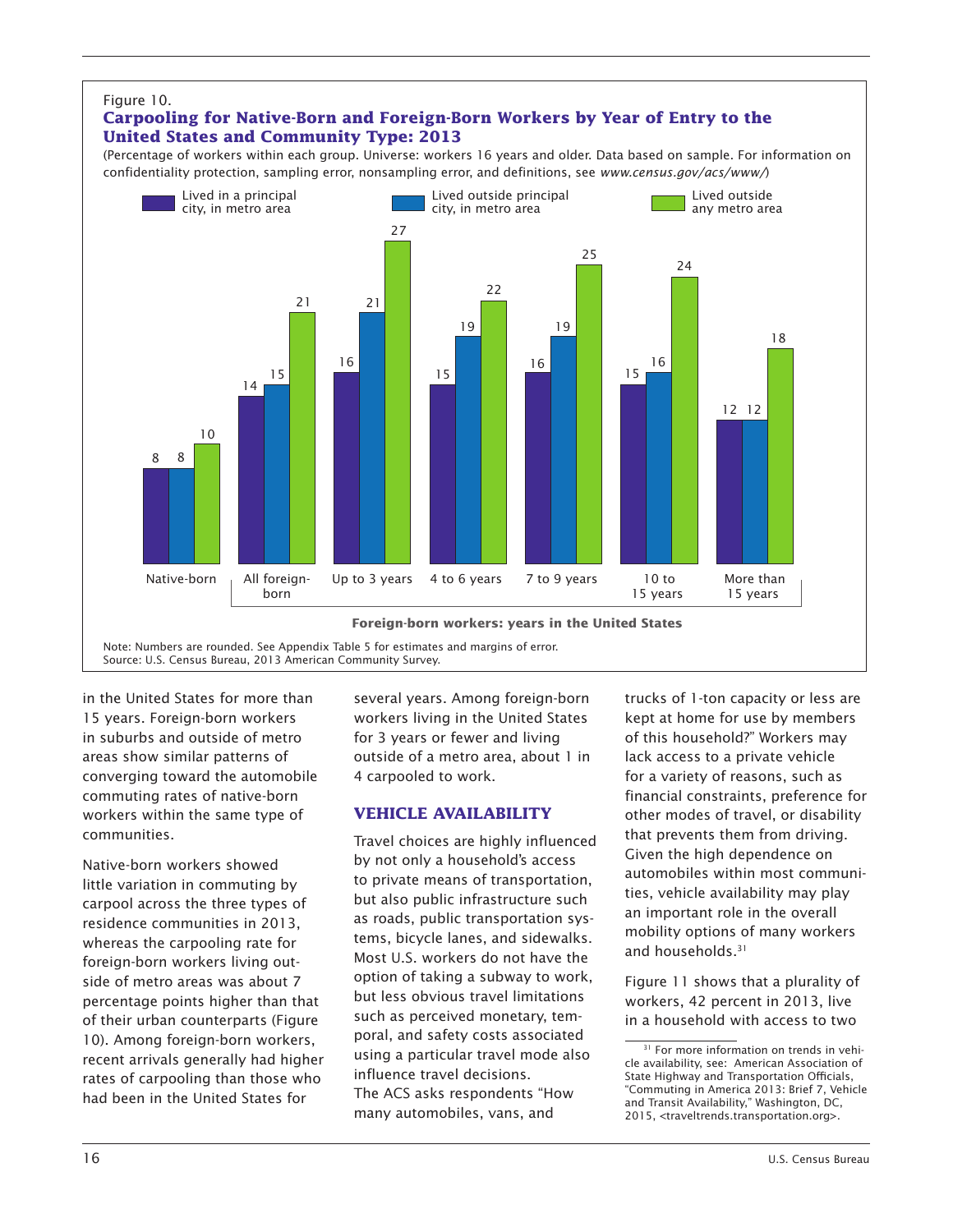Figure 10.

**Carpooling for Native-Born and Foreign-Born Workers by Year of Entry to the United States and Community Type: 2013**

(Percentage of workers within each group. Universe: workers 16 years and older. Data based on sample. For information on confidentiality protection, sampling error, nonsampling error, and definitions, see *www.census.gov/acs/www/*)

| | Lived in a principal city, in metro area | Lived outside principal city, in metro area | Lived outside any metro area |
|---|---|---|---|
| Native-born | 8 | 8 | 10 |
| All foreign-born | 14 | 15 | 21 |
| Up to 3 years | 16 | 21 | 27 |
| 4 to 6 years | 15 | 19 | 22 |
| 7 to 9 years | 16 | 19 | 25 |
| 10 to 15 years | 15 | 16 | 24 |
| More than 15 years | 12 | 12 | 18 |

**Foreign-born workers: years in the United States**

Note: Numbers are rounded. See Appendix Table 5 for estimates and margins of error.
Source: U.S. Census Bureau, 2013 American Community Survey.

in the United States for more than 15 years. Foreign-born workers in suburbs and outside of metro areas show similar patterns of converging toward the automobile commuting rates of native-born workers within the same type of communities.

Native-born workers showed little variation in commuting by carpool across the three types of residence communities in 2013, whereas the carpooling rate for foreign-born workers living outside of metro areas was about 7 percentage points higher than that of their urban counterparts (Figure 10). Among foreign-born workers, recent arrivals generally had higher rates of carpooling than those who had been in the United States for several years. Among foreign-born workers living in the United States for 3 years or fewer and living outside of a metro area, about 1 in 4 carpooled to work.

## VEHICLE AVAILABILITY

Travel choices are highly influenced by not only a household's access to private means of transportation, but also public infrastructure such as roads, public transportation systems, bicycle lanes, and sidewalks. Most U.S. workers do not have the option of taking a subway to work, but less obvious travel limitations such as perceived monetary, temporal, and safety costs associated using a particular travel mode also influence travel decisions.
The ACS asks respondents "How many automobiles, vans, and trucks of 1-ton capacity or less are kept at home for use by members of this household?" Workers may lack access to a private vehicle for a variety of reasons, such as financial constraints, preference for other modes of travel, or disability that prevents them from driving. Given the high dependence on automobiles within most communities, vehicle availability may play an important role in the overall mobility options of many workers and households.[31]

Figure 11 shows that a plurality of workers, 42 percent in 2013, live in a household with access to two

[31] For more information on trends in vehicle availability, see: American Association of State Highway and Transportation Officials, "Commuting in America 2013: Brief 7, Vehicle and Transit Availability," Washington, DC, 2015, <traveltrends.transportation.org>.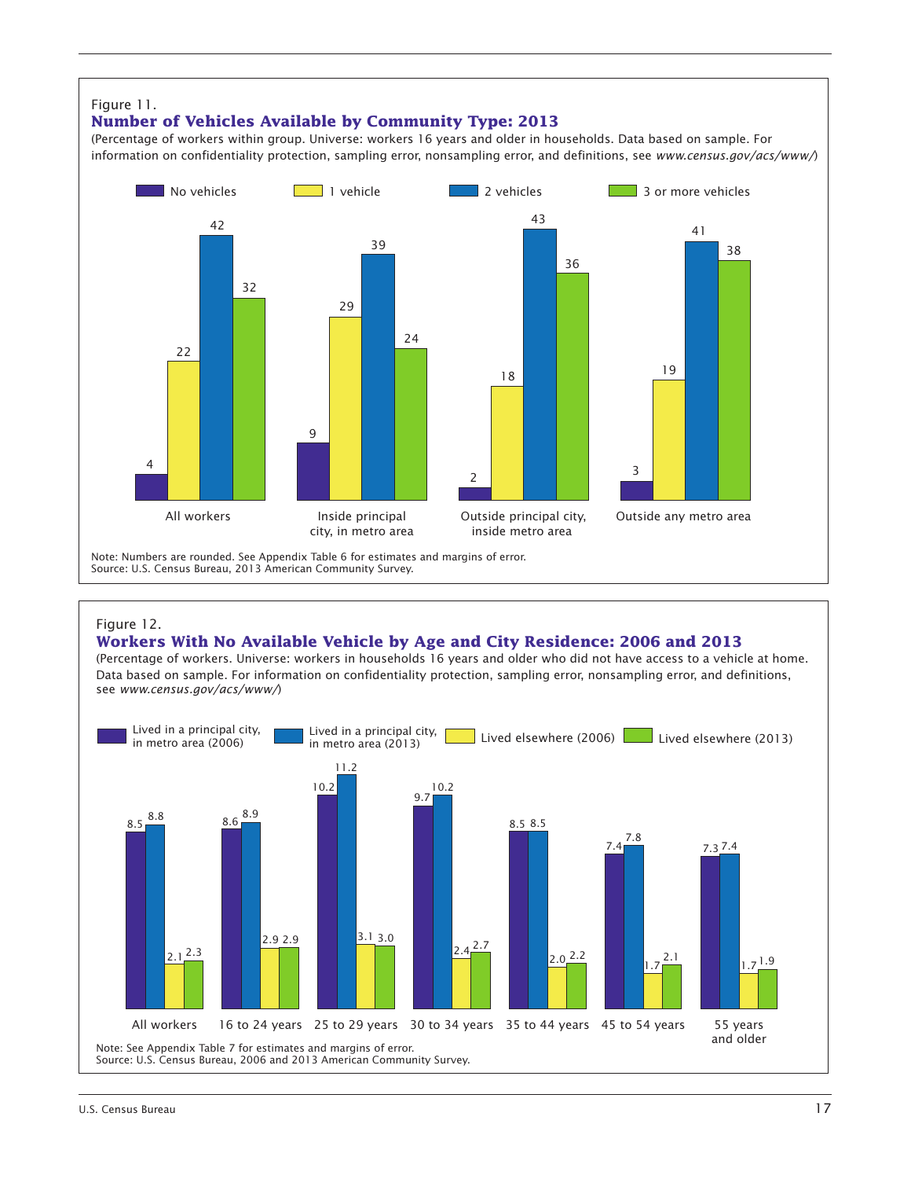Figure 11.

## Number of Vehicles Available by Community Type: 2013

(Percentage of workers within group. Universe: workers 16 years and older in households. Data based on sample. For information on confidentiality protection, sampling error, nonsampling error, and definitions, see *www.census.gov/acs/www/*)

| | No vehicles | 1 vehicle | 2 vehicles | 3 or more vehicles |
|---|---|---|---|---|
| All workers | 4 | 22 | 42 | 32 |
| Inside principal city, in metro area | 9 | 29 | 39 | 24 |
| Outside principal city, inside metro area | 2 | 18 | 43 | 36 |
| Outside any metro area | 3 | 19 | 41 | 38 |

Note: Numbers are rounded. See Appendix Table 6 for estimates and margins of error.
Source: U.S. Census Bureau, 2013 American Community Survey.

Figure 12.

## Workers With No Available Vehicle by Age and City Residence: 2006 and 2013

(Percentage of workers. Universe: workers in households 16 years and older who did not have access to a vehicle at home. Data based on sample. For information on confidentiality protection, sampling error, nonsampling error, and definitions, see *www.census.gov/acs/www/*)

| | Lived in a principal city, in metro area (2006) | Lived in a principal city, in metro area (2013) | Lived elsewhere (2006) | Lived elsewhere (2013) |
|---|---|---|---|---|
| All workers | 8.5 | 8.8 | 2.1 | 2.3 |
| 16 to 24 years | 8.6 | 8.9 | 2.9 | 2.9 |
| 25 to 29 years | 10.2 | 11.2 | 3.1 | 3.0 |
| 30 to 34 years | 9.7 | 10.2 | 2.4 | 2.7 |
| 35 to 44 years | 8.5 | 8.5 | 2.0 | 2.2 |
| 45 to 54 years | 7.4 | 7.8 | 1.7 | 2.1 |
| 55 years and older | 7.3 | 7.4 | 1.7 | 1.9 |

Note: See Appendix Table 7 for estimates and margins of error.
Source: U.S. Census Bureau, 2006 and 2013 American Community Survey.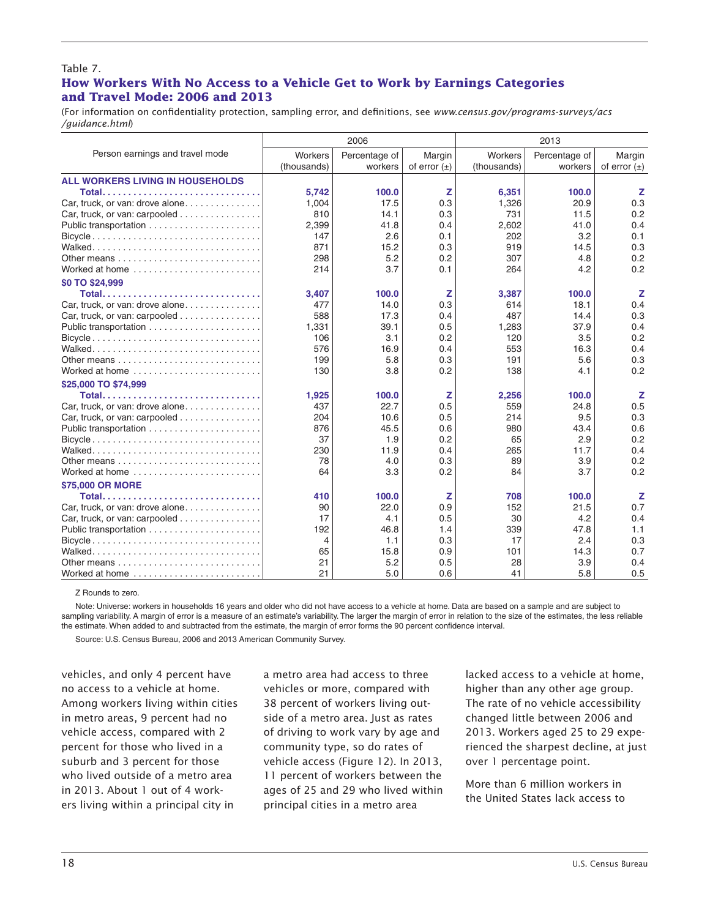Table 7.

## How Workers With No Access to a Vehicle Get to Work by Earnings Categories and Travel Mode: 2006 and 2013

(For information on confidentiality protection, sampling error, and definitions, see *www.census.gov/programs-surveys/acs/guidance.html*)

| Person earnings and travel mode | 2006 | | | 2013 | | |
|---|---|---|---|---|---|---|
| | Workers (thousands) | Percentage of workers | Margin of error (±) | Workers (thousands) | Percentage of workers | Margin of error (±) |
| **ALL WORKERS LIVING IN HOUSEHOLDS** | | | | | | |
| **Total** | **5,742** | **100.0** | **Z** | **6,351** | **100.0** | **Z** |
| Car, truck, or van: drove alone | 1,004 | 17.5 | 0.3 | 1,326 | 20.9 | 0.3 |
| Car, truck, or van: carpooled | 810 | 14.1 | 0.3 | 731 | 11.5 | 0.2 |
| Public transportation | 2,399 | 41.8 | 0.4 | 2,602 | 41.0 | 0.4 |
| Bicycle | 147 | 2.6 | 0.1 | 202 | 3.2 | 0.1 |
| Walked | 871 | 15.2 | 0.3 | 919 | 14.5 | 0.3 |
| Other means | 298 | 5.2 | 0.2 | 307 | 4.8 | 0.2 |
| Worked at home | 214 | 3.7 | 0.1 | 264 | 4.2 | 0.2 |
| **$0 TO $24,999** | | | | | | |
| **Total** | **3,407** | **100.0** | **Z** | **3,387** | **100.0** | **Z** |
| Car, truck, or van: drove alone | 477 | 14.0 | 0.3 | 614 | 18.1 | 0.4 |
| Car, truck, or van: carpooled | 588 | 17.3 | 0.4 | 487 | 14.4 | 0.3 |
| Public transportation | 1,331 | 39.1 | 0.5 | 1,283 | 37.9 | 0.4 |
| Bicycle | 106 | 3.1 | 0.2 | 120 | 3.5 | 0.2 |
| Walked | 576 | 16.9 | 0.4 | 553 | 16.3 | 0.4 |
| Other means | 199 | 5.8 | 0.3 | 191 | 5.6 | 0.3 |
| Worked at home | 130 | 3.8 | 0.2 | 138 | 4.1 | 0.2 |
| **$25,000 TO $74,999** | | | | | | |
| **Total** | **1,925** | **100.0** | **Z** | **2,256** | **100.0** | **Z** |
| Car, truck, or van: drove alone | 437 | 22.7 | 0.5 | 559 | 24.8 | 0.5 |
| Car, truck, or van: carpooled | 204 | 10.6 | 0.5 | 214 | 9.5 | 0.3 |
| Public transportation | 876 | 45.5 | 0.6 | 980 | 43.4 | 0.6 |
| Bicycle | 37 | 1.9 | 0.2 | 65 | 2.9 | 0.2 |
| Walked | 230 | 11.9 | 0.4 | 265 | 11.7 | 0.4 |
| Other means | 78 | 4.0 | 0.3 | 89 | 3.9 | 0.2 |
| Worked at home | 64 | 3.3 | 0.2 | 84 | 3.7 | 0.2 |
| **$75,000 OR MORE** | | | | | | |
| **Total** | **410** | **100.0** | **Z** | **708** | **100.0** | **Z** |
| Car, truck, or van: drove alone | 90 | 22.0 | 0.9 | 152 | 21.5 | 0.7 |
| Car, truck, or van: carpooled | 17 | 4.1 | 0.5 | 30 | 4.2 | 0.4 |
| Public transportation | 192 | 46.8 | 1.4 | 339 | 47.8 | 1.1 |
| Bicycle | 4 | 1.1 | 0.3 | 17 | 2.4 | 0.3 |
| Walked | 65 | 15.8 | 0.9 | 101 | 14.3 | 0.7 |
| Other means | 21 | 5.2 | 0.5 | 28 | 3.9 | 0.4 |
| Worked at home | 21 | 5.0 | 0.6 | 41 | 5.8 | 0.5 |

Z Rounds to zero.

Note: Universe: workers in households 16 years and older who did not have access to a vehicle at home. Data are based on a sample and are subject to sampling variability. A margin of error is a measure of an estimate's variability. The larger the margin of error in relation to the size of the estimates, the less reliable the estimate. When added to and subtracted from the estimate, the margin of error forms the 90 percent confidence interval.

Source: U.S. Census Bureau, 2006 and 2013 American Community Survey.

vehicles, and only 4 percent have no access to a vehicle at home. Among workers living within cities in metro areas, 9 percent had no vehicle access, compared with 2 percent for those who lived in a suburb and 3 percent for those who lived outside of a metro area in 2013. About 1 out of 4 workers living within a principal city in a metro area had access to three vehicles or more, compared with 38 percent of workers living outside of a metro area. Just as rates of driving to work vary by age and community type, so do rates of vehicle access (Figure 12). In 2013, 11 percent of workers between the ages of 25 and 29 who lived within principal cities in a metro area lacked access to a vehicle at home, higher than any other age group. The rate of no vehicle accessibility changed little between 2006 and 2013. Workers aged 25 to 29 experienced the sharpest decline, at just over 1 percentage point.

More than 6 million workers in the United States lack access to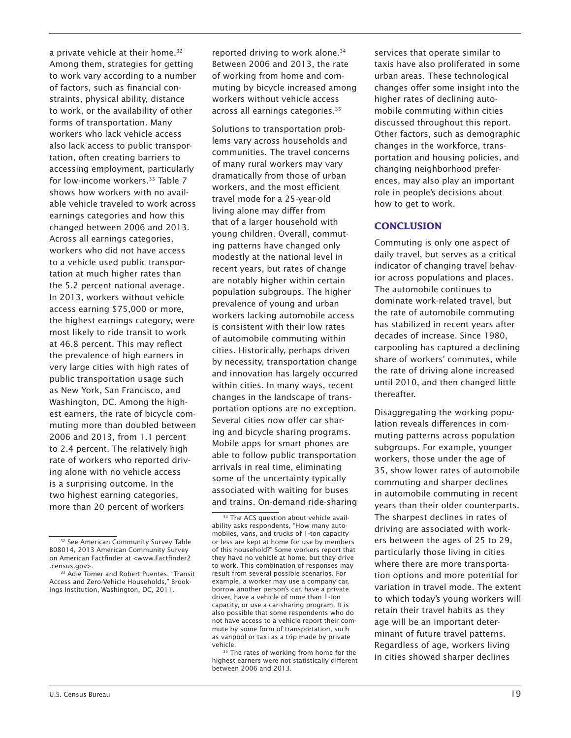a private vehicle at their home.[32] Among them, strategies for getting to work vary according to a number of factors, such as financial constraints, physical ability, distance to work, or the availability of other forms of transportation. Many workers who lack vehicle access also lack access to public transportation, often creating barriers to accessing employment, particularly for low-income workers.[33] Table 7 shows how workers with no available vehicle traveled to work across earnings categories and how this changed between 2006 and 2013. Across all earnings categories, workers who did not have access to a vehicle used public transportation at much higher rates than the 5.2 percent national average. In 2013, workers without vehicle access earning $75,000 or more, the highest earnings category, were most likely to ride transit to work at 46.8 percent. This may reflect the prevalence of high earners in very large cities with high rates of public transportation usage such as New York, San Francisco, and Washington, DC. Among the highest earners, the rate of bicycle commuting more than doubled between 2006 and 2013, from 1.1 percent to 2.4 percent. The relatively high rate of workers who reported driving alone with no vehicle access is a surprising outcome. In the two highest earning categories, more than 20 percent of workers reported driving to work alone.[34] Between 2006 and 2013, the rate of working from home and commuting by bicycle increased among workers without vehicle access across all earnings categories.[35]

Solutions to transportation problems vary across households and communities. The travel concerns of many rural workers may vary dramatically from those of urban workers, and the most efficient travel mode for a 25-year-old living alone may differ from that of a larger household with young children. Overall, commuting patterns have changed only modestly at the national level in recent years, but rates of change are notably higher within certain population subgroups. The higher prevalence of young and urban workers lacking automobile access is consistent with their low rates of automobile commuting within cities. Historically, perhaps driven by necessity, transportation change and innovation has largely occurred within cities. In many ways, recent changes in the landscape of transportation options are no exception. Several cities now offer car sharing and bicycle sharing programs. Mobile apps for smart phones are able to follow public transportation arrivals in real time, eliminating some of the uncertainty typically associated with waiting for buses and trains. On-demand ride-sharing services that operate similar to taxis have also proliferated in some urban areas. These technological changes offer some insight into the higher rates of declining automobile commuting within cities discussed throughout this report. Other factors, such as demographic changes in the workforce, transportation and housing policies, and changing neighborhood preferences, may also play an important role in people's decisions about how to get to work.

## CONCLUSION

Commuting is only one aspect of daily travel, but serves as a critical indicator of changing travel behavior across populations and places. The automobile continues to dominate work-related travel, but the rate of automobile commuting has stabilized in recent years after decades of increase. Since 1980, carpooling has captured a declining share of workers' commutes, while the rate of driving alone increased until 2010, and then changed little thereafter.

Disaggregating the working population reveals differences in commuting patterns across population subgroups. For example, younger workers, those under the age of 35, show lower rates of automobile commuting and sharper declines in automobile commuting in recent years than their older counterparts. The sharpest declines in rates of driving are associated with workers between the ages of 25 to 29, particularly those living in cities where there are more transportation options and more potential for variation in travel mode. The extent to which today's young workers will retain their travel habits as they age will be an important determinant of future travel patterns. Regardless of age, workers living in cities showed sharper declines

---

[32] See American Community Survey Table B08014, 2013 American Community Survey on American Factfinder at <www.Factfinder2.census.gov>.

[33] Adie Tomer and Robert Puentes, "Transit Access and Zero-Vehicle Households," Brookings Institution, Washington, DC, 2011.

[34] The ACS question about vehicle availability asks respondents, "How many automobiles, vans, and trucks of 1-ton capacity or less are kept at home for use by members of this household?" Some workers report that they have no vehicle at home, but they drive to work. This combination of responses may result from several possible scenarios. For example, a worker may use a company car, borrow another person's car, have a private driver, have a vehicle of more than 1-ton capacity, or use a car-sharing program. It is also possible that some respondents who do not have access to a vehicle report their commute by some form of transportation, such as vanpool or taxi as a trip made by private vehicle.

[35] The rates of working from home for the highest earners were not statistically different between 2006 and 2013.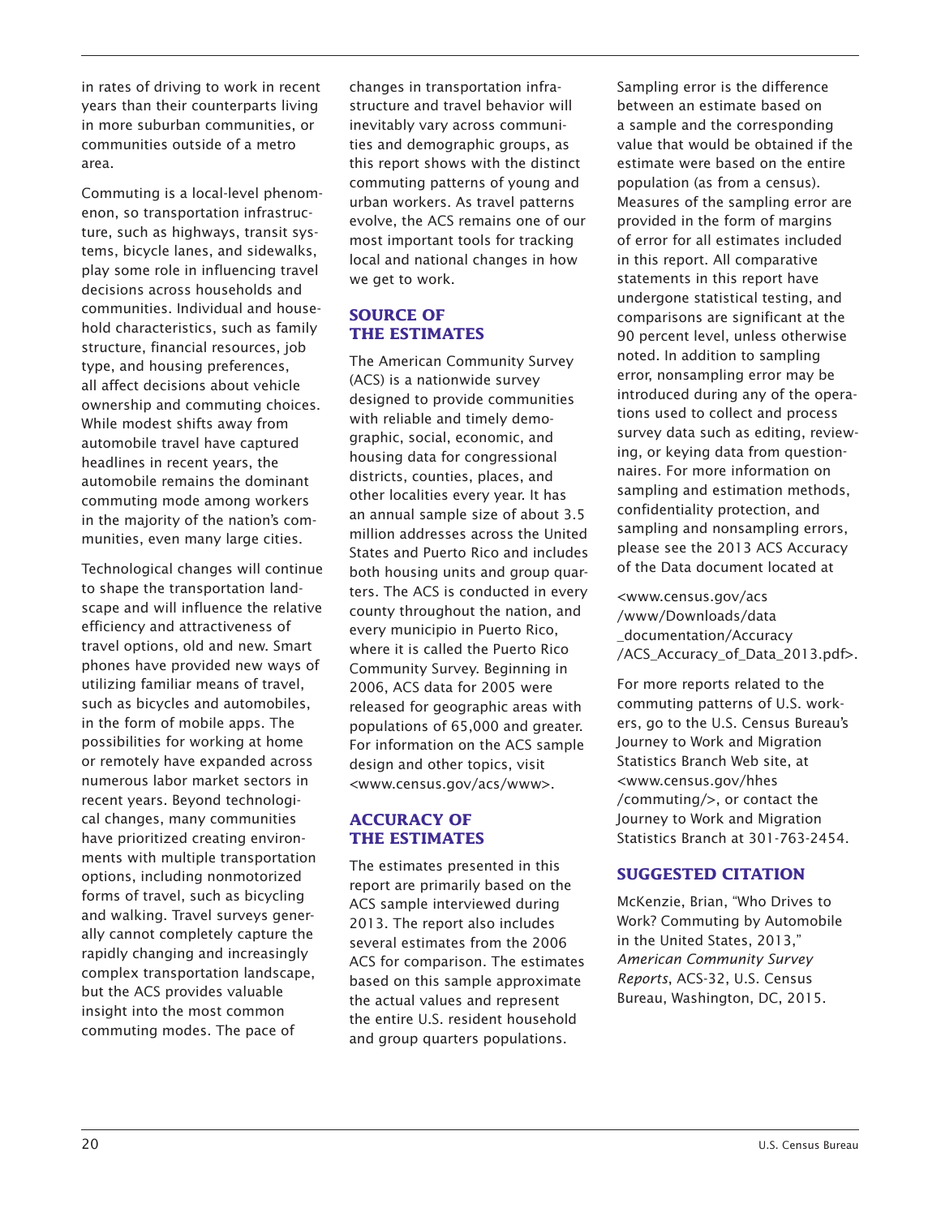in rates of driving to work in recent years than their counterparts living in more suburban communities, or communities outside of a metro area.

Commuting is a local-level phenomenon, so transportation infrastructure, such as highways, transit systems, bicycle lanes, and sidewalks, play some role in influencing travel decisions across households and communities. Individual and household characteristics, such as family structure, financial resources, job type, and housing preferences, all affect decisions about vehicle ownership and commuting choices. While modest shifts away from automobile travel have captured headlines in recent years, the automobile remains the dominant commuting mode among workers in the majority of the nation's communities, even many large cities.

Technological changes will continue to shape the transportation landscape and will influence the relative efficiency and attractiveness of travel options, old and new. Smart phones have provided new ways of utilizing familiar means of travel, such as bicycles and automobiles, in the form of mobile apps. The possibilities for working at home or remotely have expanded across numerous labor market sectors in recent years. Beyond technological changes, many communities have prioritized creating environments with multiple transportation options, including nonmotorized forms of travel, such as bicycling and walking. Travel surveys generally cannot completely capture the rapidly changing and increasingly complex transportation landscape, but the ACS provides valuable insight into the most common commuting modes. The pace of changes in transportation infrastructure and travel behavior will inevitably vary across communities and demographic groups, as this report shows with the distinct commuting patterns of young and urban workers. As travel patterns evolve, the ACS remains one of our most important tools for tracking local and national changes in how we get to work.

## SOURCE OF THE ESTIMATES

The American Community Survey (ACS) is a nationwide survey designed to provide communities with reliable and timely demographic, social, economic, and housing data for congressional districts, counties, places, and other localities every year. It has an annual sample size of about 3.5 million addresses across the United States and Puerto Rico and includes both housing units and group quarters. The ACS is conducted in every county throughout the nation, and every municipio in Puerto Rico, where it is called the Puerto Rico Community Survey. Beginning in 2006, ACS data for 2005 were released for geographic areas with populations of 65,000 and greater. For information on the ACS sample design and other topics, visit <www.census.gov/acs/www>.

## ACCURACY OF THE ESTIMATES

The estimates presented in this report are primarily based on the ACS sample interviewed during 2013. The report also includes several estimates from the 2006 ACS for comparison. The estimates based on this sample approximate the actual values and represent the entire U.S. resident household and group quarters populations. Sampling error is the difference between an estimate based on a sample and the corresponding value that would be obtained if the estimate were based on the entire population (as from a census). Measures of the sampling error are provided in the form of margins of error for all estimates included in this report. All comparative statements in this report have undergone statistical testing, and comparisons are significant at the 90 percent level, unless otherwise noted. In addition to sampling error, nonsampling error may be introduced during any of the operations used to collect and process survey data such as editing, reviewing, or keying data from questionnaires. For more information on sampling and estimation methods, confidentiality protection, and sampling and nonsampling errors, please see the 2013 ACS Accuracy of the Data document located at

<www.census.gov/acs/www/Downloads/data_documentation/Accuracy/ACS_Accuracy_of_Data_2013.pdf>.

For more reports related to the commuting patterns of U.S. workers, go to the U.S. Census Bureau's Journey to Work and Migration Statistics Branch Web site, at <www.census.gov/hhes/commuting/>, or contact the Journey to Work and Migration Statistics Branch at 301-763-2454.

## SUGGESTED CITATION

McKenzie, Brian, "Who Drives to Work? Commuting by Automobile in the United States, 2013," *American Community Survey Reports*, ACS-32, U.S. Census Bureau, Washington, DC, 2015.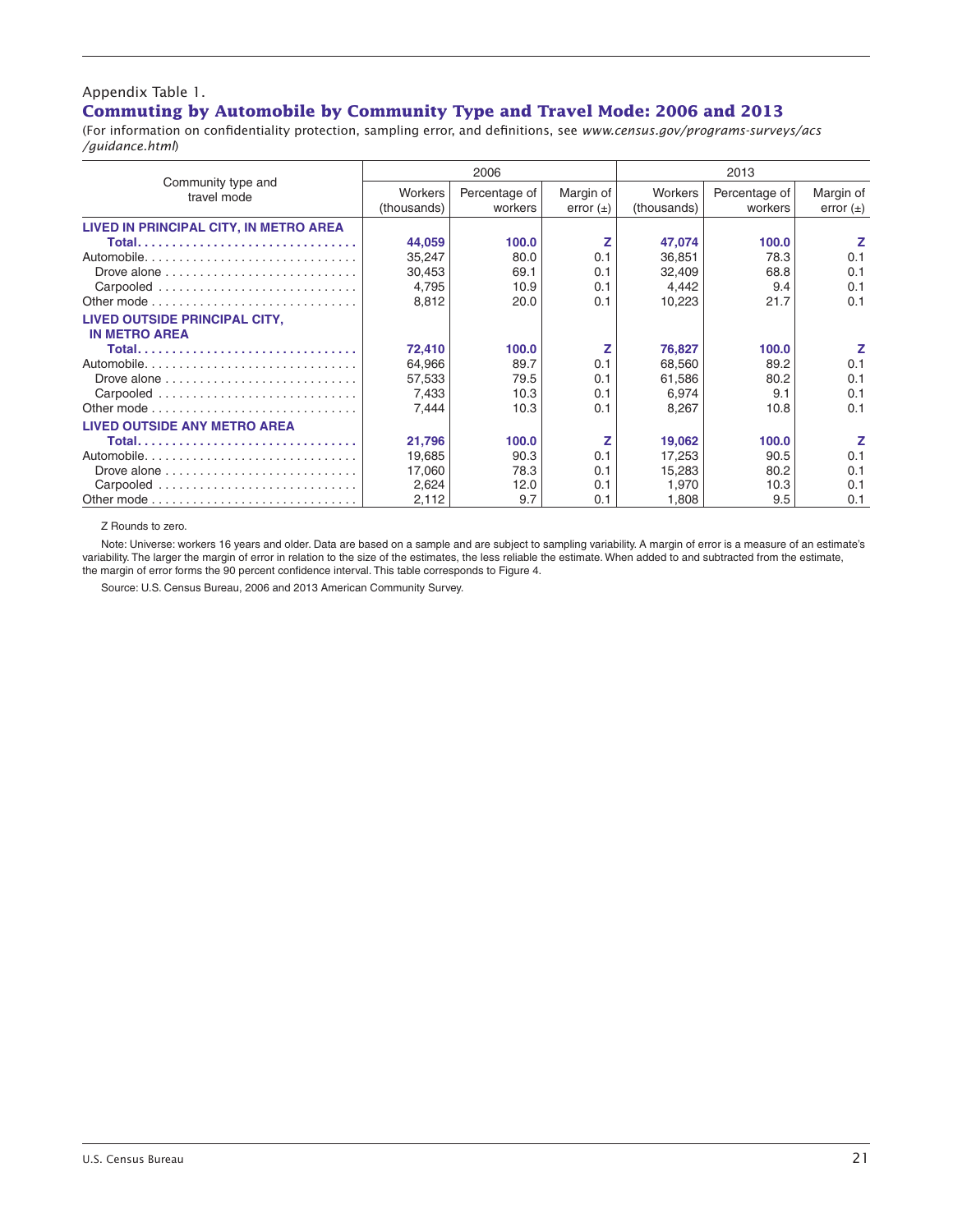Appendix Table 1.

## Commuting by Automobile by Community Type and Travel Mode: 2006 and 2013

(For information on confidentiality protection, sampling error, and definitions, see *www.census.gov/programs-surveys/acs/guidance.html*)

| Community type and travel mode | 2006 | | | 2013 | | |
|---|---|---|---|---|---|---|
| | Workers (thousands) | Percentage of workers | Margin of error (±) | Workers (thousands) | Percentage of workers | Margin of error (±) |
| **LIVED IN PRINCIPAL CITY, IN METRO AREA** | | | | | | |
| **Total** | **44,059** | **100.0** | **Z** | **47,074** | **100.0** | **Z** |
| Automobile | 35,247 | 80.0 | 0.1 | 36,851 | 78.3 | 0.1 |
| Drove alone | 30,453 | 69.1 | 0.1 | 32,409 | 68.8 | 0.1 |
| Carpooled | 4,795 | 10.9 | 0.1 | 4,442 | 9.4 | 0.1 |
| Other mode | 8,812 | 20.0 | 0.1 | 10,223 | 21.7 | 0.1 |
| **LIVED OUTSIDE PRINCIPAL CITY, IN METRO AREA** | | | | | | |
| **Total** | **72,410** | **100.0** | **Z** | **76,827** | **100.0** | **Z** |
| Automobile | 64,966 | 89.7 | 0.1 | 68,560 | 89.2 | 0.1 |
| Drove alone | 57,533 | 79.5 | 0.1 | 61,586 | 80.2 | 0.1 |
| Carpooled | 7,433 | 10.3 | 0.1 | 6,974 | 9.1 | 0.1 |
| Other mode | 7,444 | 10.3 | 0.1 | 8,267 | 10.8 | 0.1 |
| **LIVED OUTSIDE ANY METRO AREA** | | | | | | |
| **Total** | **21,796** | **100.0** | **Z** | **19,062** | **100.0** | **Z** |
| Automobile | 19,685 | 90.3 | 0.1 | 17,253 | 90.5 | 0.1 |
| Drove alone | 17,060 | 78.3 | 0.1 | 15,283 | 80.2 | 0.1 |
| Carpooled | 2,624 | 12.0 | 0.1 | 1,970 | 10.3 | 0.1 |
| Other mode | 2,112 | 9.7 | 0.1 | 1,808 | 9.5 | 0.1 |

Z Rounds to zero.

Note: Universe: workers 16 years and older. Data are based on a sample and are subject to sampling variability. A margin of error is a measure of an estimate's variability. The larger the margin of error in relation to the size of the estimates, the less reliable the estimate. When added to and subtracted from the estimate, the margin of error forms the 90 percent confidence interval. This table corresponds to Figure 4.

Source: U.S. Census Bureau, 2006 and 2013 American Community Survey.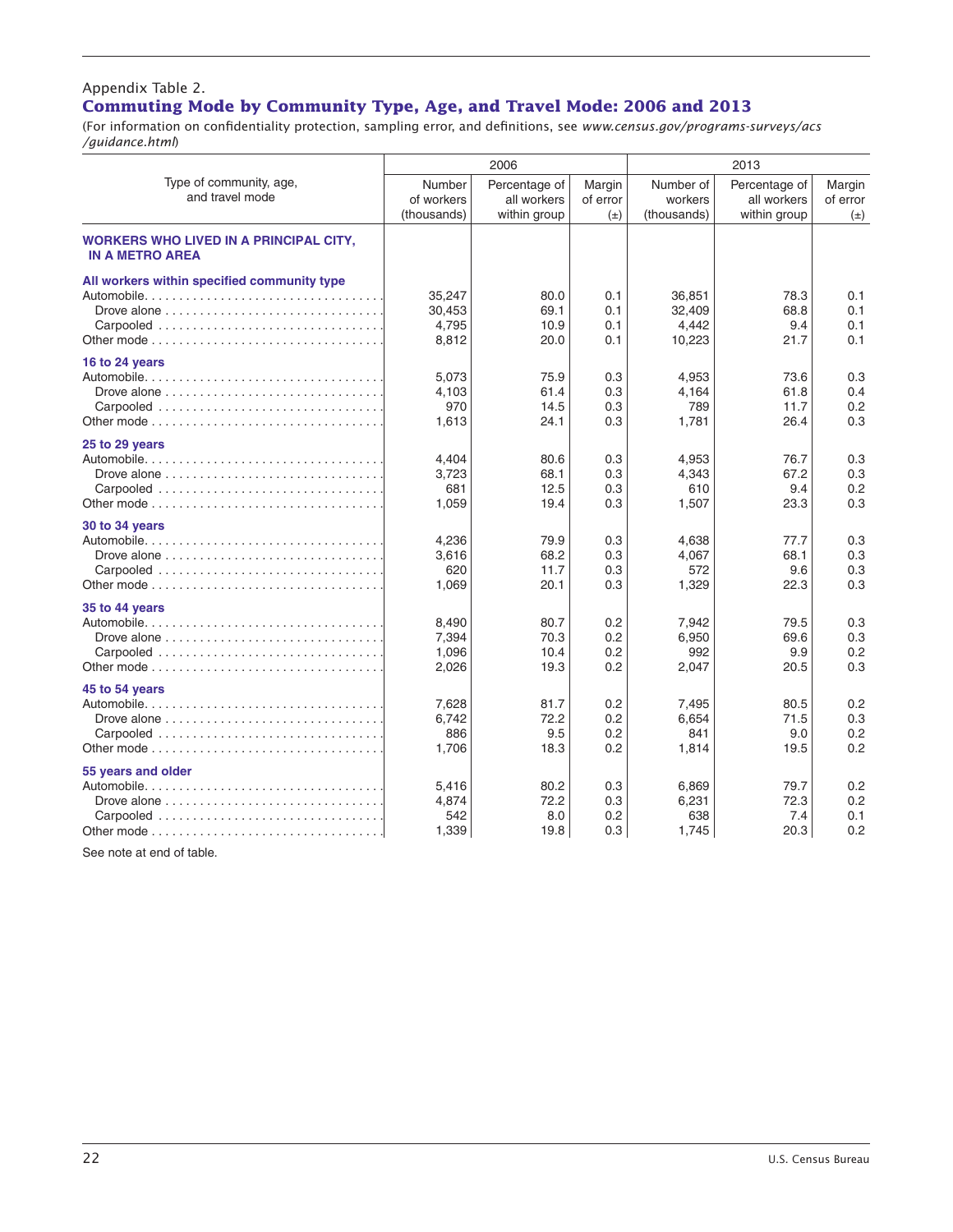Appendix Table 2.

## Commuting Mode by Community Type, Age, and Travel Mode: 2006 and 2013

(For information on confidentiality protection, sampling error, and definitions, see *www.census.gov/programs-surveys/acs/guidance.html*)

| Type of community, age, and travel mode | 2006 | | | 2013 | | |
|---|---|---|---|---|---|---|
| | Number of workers (thousands) | Percentage of all workers within group | Margin of error (±) | Number of workers (thousands) | Percentage of all workers within group | Margin of error (±) |
| **WORKERS WHO LIVED IN A PRINCIPAL CITY, IN A METRO AREA** | | | | | | |
| **All workers within specified community type** | | | | | | |
| Automobile | 35,247 | 80.0 | 0.1 | 36,851 | 78.3 | 0.1 |
| Drove alone | 30,453 | 69.1 | 0.1 | 32,409 | 68.8 | 0.1 |
| Carpooled | 4,795 | 10.9 | 0.1 | 4,442 | 9.4 | 0.1 |
| Other mode | 8,812 | 20.0 | 0.1 | 10,223 | 21.7 | 0.1 |
| **16 to 24 years** | | | | | | |
| Automobile | 5,073 | 75.9 | 0.3 | 4,953 | 73.6 | 0.3 |
| Drove alone | 4,103 | 61.4 | 0.3 | 4,164 | 61.8 | 0.4 |
| Carpooled | 970 | 14.5 | 0.3 | 789 | 11.7 | 0.2 |
| Other mode | 1,613 | 24.1 | 0.3 | 1,781 | 26.4 | 0.3 |
| **25 to 29 years** | | | | | | |
| Automobile | 4,404 | 80.6 | 0.3 | 4,953 | 76.7 | 0.3 |
| Drove alone | 3,723 | 68.1 | 0.3 | 4,343 | 67.2 | 0.3 |
| Carpooled | 681 | 12.5 | 0.3 | 610 | 9.4 | 0.2 |
| Other mode | 1,059 | 19.4 | 0.3 | 1,507 | 23.3 | 0.3 |
| **30 to 34 years** | | | | | | |
| Automobile | 4,236 | 79.9 | 0.3 | 4,638 | 77.7 | 0.3 |
| Drove alone | 3,616 | 68.2 | 0.3 | 4,067 | 68.1 | 0.3 |
| Carpooled | 620 | 11.7 | 0.3 | 572 | 9.6 | 0.3 |
| Other mode | 1,069 | 20.1 | 0.3 | 1,329 | 22.3 | 0.3 |
| **35 to 44 years** | | | | | | |
| Automobile | 8,490 | 80.7 | 0.2 | 7,942 | 79.5 | 0.3 |
| Drove alone | 7,394 | 70.3 | 0.2 | 6,950 | 69.6 | 0.3 |
| Carpooled | 1,096 | 10.4 | 0.2 | 992 | 9.9 | 0.2 |
| Other mode | 2,026 | 19.3 | 0.2 | 2,047 | 20.5 | 0.3 |
| **45 to 54 years** | | | | | | |
| Automobile | 7,628 | 81.7 | 0.2 | 7,495 | 80.5 | 0.2 |
| Drove alone | 6,742 | 72.2 | 0.2 | 6,654 | 71.5 | 0.3 |
| Carpooled | 886 | 9.5 | 0.2 | 841 | 9.0 | 0.2 |
| Other mode | 1,706 | 18.3 | 0.2 | 1,814 | 19.5 | 0.2 |
| **55 years and older** | | | | | | |
| Automobile | 5,416 | 80.2 | 0.3 | 6,869 | 79.7 | 0.2 |
| Drove alone | 4,874 | 72.2 | 0.3 | 6,231 | 72.3 | 0.2 |
| Carpooled | 542 | 8.0 | 0.2 | 638 | 7.4 | 0.1 |
| Other mode | 1,339 | 19.8 | 0.3 | 1,745 | 20.3 | 0.2 |

See note at end of table.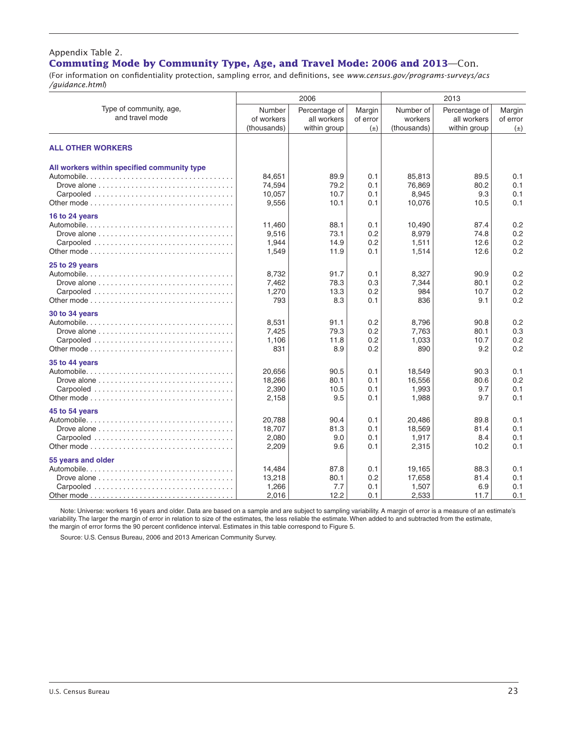Appendix Table 2.

## Commuting Mode by Community Type, Age, and Travel Mode: 2006 and 2013—Con.

(For information on confidentiality protection, sampling error, and definitions, see *www.census.gov/programs-surveys/acs/guidance.html*)

| Type of community, age, and travel mode | 2006 | | | 2013 | | |
|---|---|---|---|---|---|---|
| | Number of workers (thousands) | Percentage of all workers within group | Margin of error (±) | Number of workers (thousands) | Percentage of all workers within group | Margin of error (±) |
| **ALL OTHER WORKERS** | | | | | | |
| **All workers within specified community type** | | | | | | |
| Automobile | 84,651 | 89.9 | 0.1 | 85,813 | 89.5 | 0.1 |
| Drove alone | 74,594 | 79.2 | 0.1 | 76,869 | 80.2 | 0.1 |
| Carpooled | 10,057 | 10.7 | 0.1 | 8,945 | 9.3 | 0.1 |
| Other mode | 9,556 | 10.1 | 0.1 | 10,076 | 10.5 | 0.1 |
| **16 to 24 years** | | | | | | |
| Automobile | 11,460 | 88.1 | 0.1 | 10,490 | 87.4 | 0.2 |
| Drove alone | 9,516 | 73.1 | 0.2 | 8,979 | 74.8 | 0.2 |
| Carpooled | 1,944 | 14.9 | 0.2 | 1,511 | 12.6 | 0.2 |
| Other mode | 1,549 | 11.9 | 0.1 | 1,514 | 12.6 | 0.2 |
| **25 to 29 years** | | | | | | |
| Automobile | 8,732 | 91.7 | 0.1 | 8,327 | 90.9 | 0.2 |
| Drove alone | 7,462 | 78.3 | 0.3 | 7,344 | 80.1 | 0.2 |
| Carpooled | 1,270 | 13.3 | 0.2 | 984 | 10.7 | 0.2 |
| Other mode | 793 | 8.3 | 0.1 | 836 | 9.1 | 0.2 |
| **30 to 34 years** | | | | | | |
| Automobile | 8,531 | 91.1 | 0.2 | 8,796 | 90.8 | 0.2 |
| Drove alone | 7,425 | 79.3 | 0.2 | 7,763 | 80.1 | 0.3 |
| Carpooled | 1,106 | 11.8 | 0.2 | 1,033 | 10.7 | 0.2 |
| Other mode | 831 | 8.9 | 0.2 | 890 | 9.2 | 0.2 |
| **35 to 44 years** | | | | | | |
| Automobile | 20,656 | 90.5 | 0.1 | 18,549 | 90.3 | 0.1 |
| Drove alone | 18,266 | 80.1 | 0.1 | 16,556 | 80.6 | 0.2 |
| Carpooled | 2,390 | 10.5 | 0.1 | 1,993 | 9.7 | 0.1 |
| Other mode | 2,158 | 9.5 | 0.1 | 1,988 | 9.7 | 0.1 |
| **45 to 54 years** | | | | | | |
| Automobile | 20,788 | 90.4 | 0.1 | 20,486 | 89.8 | 0.1 |
| Drove alone | 18,707 | 81.3 | 0.1 | 18,569 | 81.4 | 0.1 |
| Carpooled | 2,080 | 9.0 | 0.1 | 1,917 | 8.4 | 0.1 |
| Other mode | 2,209 | 9.6 | 0.1 | 2,315 | 10.2 | 0.1 |
| **55 years and older** | | | | | | |
| Automobile | 14,484 | 87.8 | 0.1 | 19,165 | 88.3 | 0.1 |
| Drove alone | 13,218 | 80.1 | 0.2 | 17,658 | 81.4 | 0.1 |
| Carpooled | 1,266 | 7.7 | 0.1 | 1,507 | 6.9 | 0.1 |
| Other mode | 2,016 | 12.2 | 0.1 | 2,533 | 11.7 | 0.1 |

Note: Universe: workers 16 years and older. Data are based on a sample and are subject to sampling variability. A margin of error is a measure of an estimate's variability. The larger the margin of error in relation to size of the estimates, the less reliable the estimate. When added to and subtracted from the estimate, the margin of error forms the 90 percent confidence interval. Estimates in this table correspond to Figure 5.

Source: U.S. Census Bureau, 2006 and 2013 American Community Survey.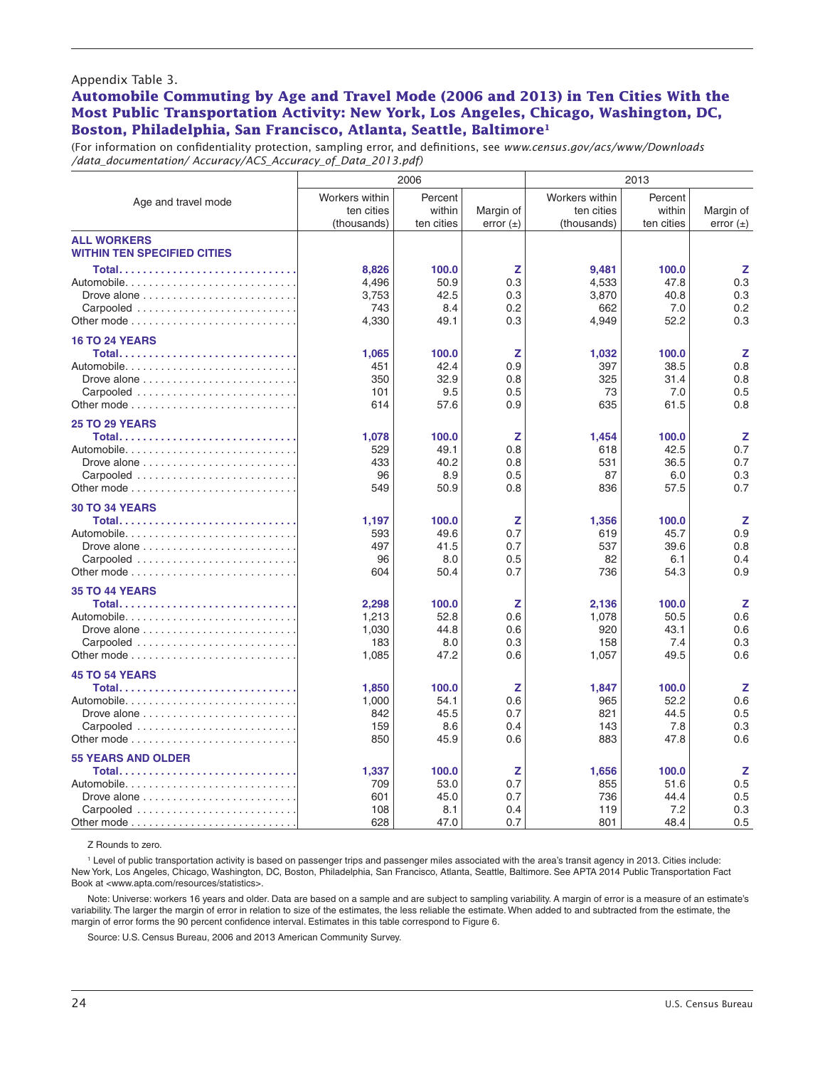Appendix Table 3.

## Automobile Commuting by Age and Travel Mode (2006 and 2013) in Ten Cities With the Most Public Transportation Activity: New York, Los Angeles, Chicago, Washington, DC, Boston, Philadelphia, San Francisco, Atlanta, Seattle, Baltimore[1]

(For information on confidentiality protection, sampling error, and definitions, see *www.census.gov/acs/www/Downloads/data_documentation/ Accuracy/ACS_Accuracy_of_Data_2013.pdf*)

| Age and travel mode | 2006 | | | 2013 | | |
|---|---|---|---|---|---|---|
| | Workers within ten cities (thousands) | Percent within ten cities | Margin of error (±) | Workers within ten cities (thousands) | Percent within ten cities | Margin of error (±) |
| **ALL WORKERS WITHIN TEN SPECIFIED CITIES** | | | | | | |
| **Total** | **8,826** | **100.0** | **Z** | **9,481** | **100.0** | **Z** |
| Automobile | 4,496 | 50.9 | 0.3 | 4,533 | 47.8 | 0.3 |
| Drove alone | 3,753 | 42.5 | 0.3 | 3,870 | 40.8 | 0.3 |
| Carpooled | 743 | 8.4 | 0.2 | 662 | 7.0 | 0.2 |
| Other mode | 4,330 | 49.1 | 0.3 | 4,949 | 52.2 | 0.3 |
| **16 TO 24 YEARS** | | | | | | |
| **Total** | **1,065** | **100.0** | **Z** | **1,032** | **100.0** | **Z** |
| Automobile | 451 | 42.4 | 0.9 | 397 | 38.5 | 0.8 |
| Drove alone | 350 | 32.9 | 0.8 | 325 | 31.4 | 0.8 |
| Carpooled | 101 | 9.5 | 0.5 | 73 | 7.0 | 0.5 |
| Other mode | 614 | 57.6 | 0.9 | 635 | 61.5 | 0.8 |
| **25 TO 29 YEARS** | | | | | | |
| **Total** | **1,078** | **100.0** | **Z** | **1,454** | **100.0** | **Z** |
| Automobile | 529 | 49.1 | 0.8 | 618 | 42.5 | 0.7 |
| Drove alone | 433 | 40.2 | 0.8 | 531 | 36.5 | 0.7 |
| Carpooled | 96 | 8.9 | 0.5 | 87 | 6.0 | 0.3 |
| Other mode | 549 | 50.9 | 0.8 | 836 | 57.5 | 0.7 |
| **30 TO 34 YEARS** | | | | | | |
| **Total** | **1,197** | **100.0** | **Z** | **1,356** | **100.0** | **Z** |
| Automobile | 593 | 49.6 | 0.7 | 619 | 45.7 | 0.9 |
| Drove alone | 497 | 41.5 | 0.7 | 537 | 39.6 | 0.8 |
| Carpooled | 96 | 8.0 | 0.5 | 82 | 6.1 | 0.4 |
| Other mode | 604 | 50.4 | 0.7 | 736 | 54.3 | 0.9 |
| **35 TO 44 YEARS** | | | | | | |
| **Total** | **2,298** | **100.0** | **Z** | **2,136** | **100.0** | **Z** |
| Automobile | 1,213 | 52.8 | 0.6 | 1,078 | 50.5 | 0.6 |
| Drove alone | 1,030 | 44.8 | 0.6 | 920 | 43.1 | 0.6 |
| Carpooled | 183 | 8.0 | 0.3 | 158 | 7.4 | 0.3 |
| Other mode | 1,085 | 47.2 | 0.6 | 1,057 | 49.5 | 0.6 |
| **45 TO 54 YEARS** | | | | | | |
| **Total** | **1,850** | **100.0** | **Z** | **1,847** | **100.0** | **Z** |
| Automobile | 1,000 | 54.1 | 0.6 | 965 | 52.2 | 0.6 |
| Drove alone | 842 | 45.5 | 0.7 | 821 | 44.5 | 0.5 |
| Carpooled | 159 | 8.6 | 0.4 | 143 | 7.8 | 0.3 |
| Other mode | 850 | 45.9 | 0.6 | 883 | 47.8 | 0.6 |
| **55 YEARS AND OLDER** | | | | | | |
| **Total** | **1,337** | **100.0** | **Z** | **1,656** | **100.0** | **Z** |
| Automobile | 709 | 53.0 | 0.7 | 855 | 51.6 | 0.5 |
| Drove alone | 601 | 45.0 | 0.7 | 736 | 44.4 | 0.5 |
| Carpooled | 108 | 8.1 | 0.4 | 119 | 7.2 | 0.3 |
| Other mode | 628 | 47.0 | 0.7 | 801 | 48.4 | 0.5 |

Z Rounds to zero.

[1] Level of public transportation activity is based on passenger trips and passenger miles associated with the area's transit agency in 2013. Cities include: New York, Los Angeles, Chicago, Washington, DC, Boston, Philadelphia, San Francisco, Atlanta, Seattle, Baltimore. See APTA 2014 Public Transportation Fact Book at <www.apta.com/resources/statistics>.

Note: Universe: workers 16 years and older. Data are based on a sample and are subject to sampling variability. A margin of error is a measure of an estimate's variability. The larger the margin of error in relation to size of the estimates, the less reliable the estimate. When added to and subtracted from the estimate, the margin of error forms the 90 percent confidence interval. Estimates in this table correspond to Figure 6.

Source: U.S. Census Bureau, 2006 and 2013 American Community Survey.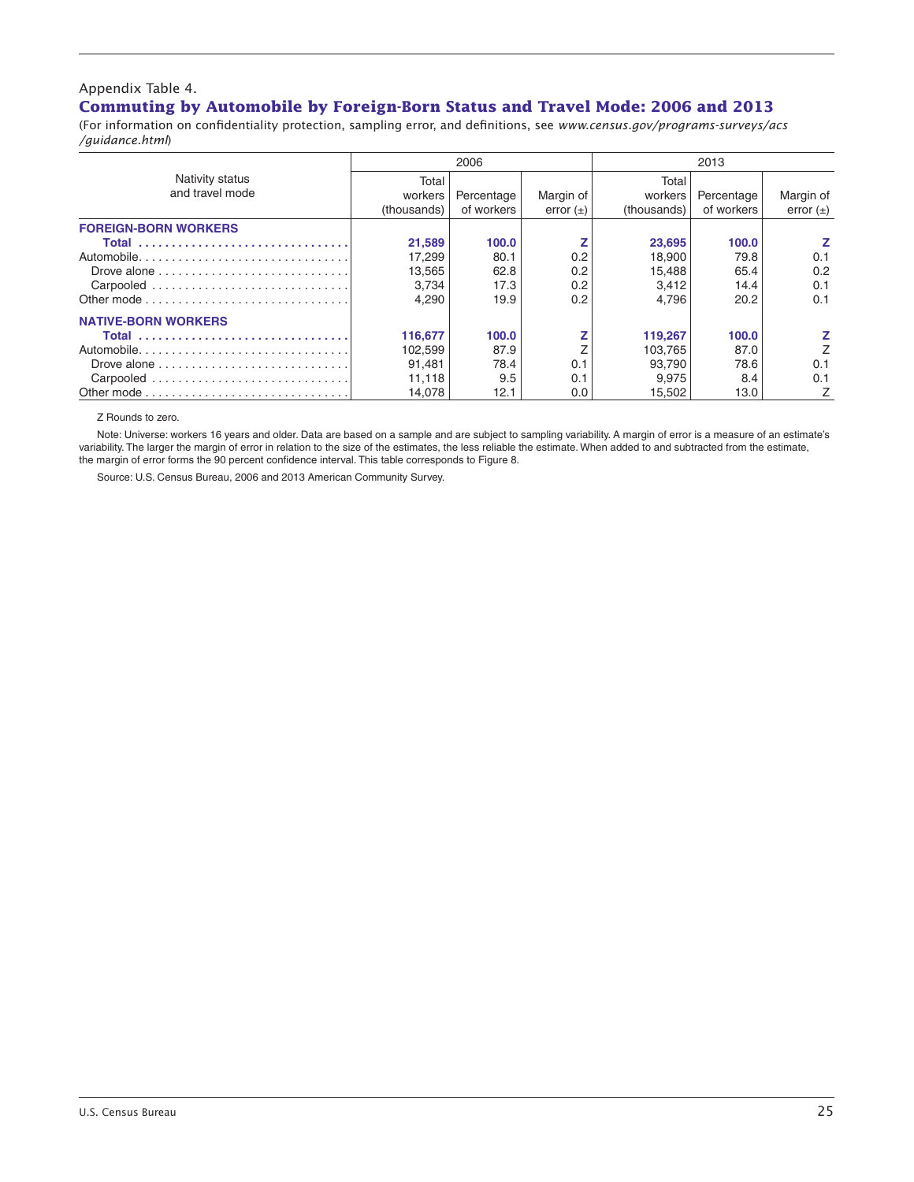Appendix Table 4.

## Commuting by Automobile by Foreign-Born Status and Travel Mode: 2006 and 2013

(For information on confidentiality protection, sampling error, and definitions, see *www.census.gov/programs-surveys/acs/guidance.html*)

| Nativity status and travel mode | 2006 | | | 2013 | | |
|---|---|---|---|---|---|---|
| | Total workers (thousands) | Percentage of workers | Margin of error (±) | Total workers (thousands) | Percentage of workers | Margin of error (±) |
| **FOREIGN-BORN WORKERS** | | | | | | |
| **Total** | **21,589** | **100.0** | **Z** | **23,695** | **100.0** | **Z** |
| Automobile | 17,299 | 80.1 | 0.2 | 18,900 | 79.8 | 0.1 |
| Drove alone | 13,565 | 62.8 | 0.2 | 15,488 | 65.4 | 0.2 |
| Carpooled | 3,734 | 17.3 | 0.2 | 3,412 | 14.4 | 0.1 |
| Other mode | 4,290 | 19.9 | 0.2 | 4,796 | 20.2 | 0.1 |
| **NATIVE-BORN WORKERS** | | | | | | |
| **Total** | **116,677** | **100.0** | **Z** | **119,267** | **100.0** | **Z** |
| Automobile | 102,599 | 87.9 | Z | 103,765 | 87.0 | Z |
| Drove alone | 91,481 | 78.4 | 0.1 | 93,790 | 78.6 | 0.1 |
| Carpooled | 11,118 | 9.5 | 0.1 | 9,975 | 8.4 | 0.1 |
| Other mode | 14,078 | 12.1 | 0.0 | 15,502 | 13.0 | Z |

Z Rounds to zero.

Note: Universe: workers 16 years and older. Data are based on a sample and are subject to sampling variability. A margin of error is a measure of an estimate's variability. The larger the margin of error in relation to the size of the estimates, the less reliable the estimate. When added to and subtracted from the estimate, the margin of error forms the 90 percent confidence interval. This table corresponds to Figure 8.

Source: U.S. Census Bureau, 2006 and 2013 American Community Survey.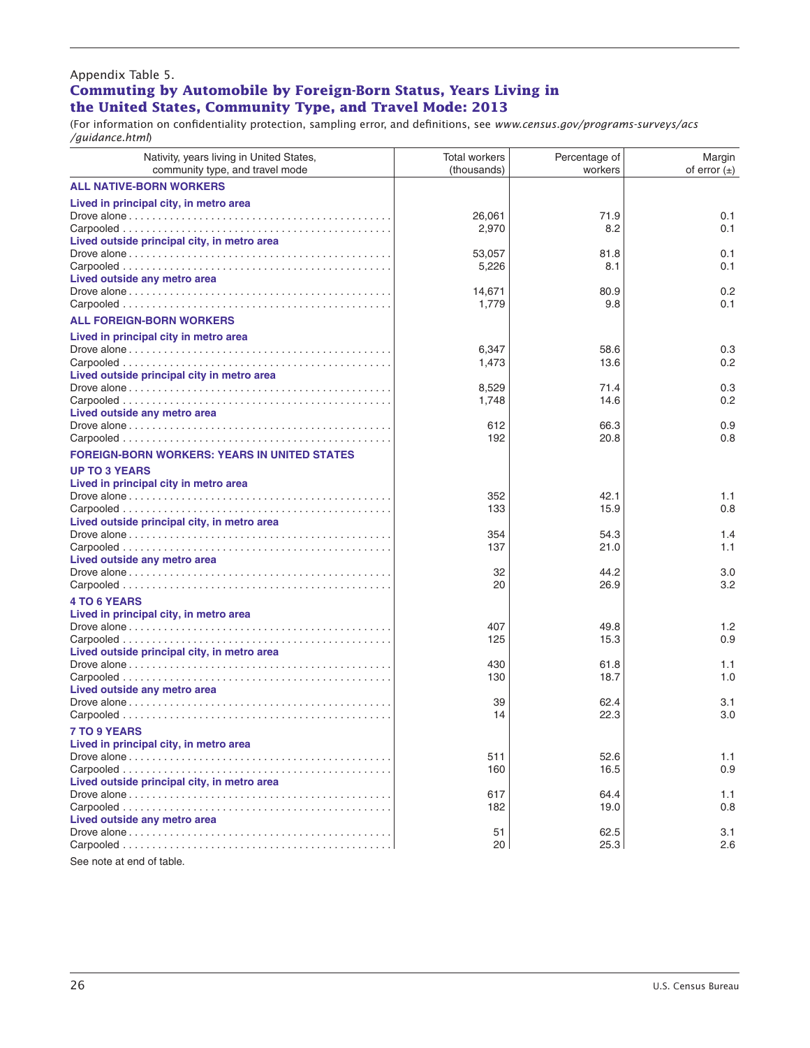Appendix Table 5.

## Commuting by Automobile by Foreign-Born Status, Years Living in the United States, Community Type, and Travel Mode: 2013

(For information on confidentiality protection, sampling error, and definitions, see *www.census.gov/programs-surveys/acs/guidance.html*)

| Nativity, years living in United States, community type, and travel mode | Total workers (thousands) | Percentage of workers | Margin of error (±) |
|---|---|---|---|
| **ALL NATIVE-BORN WORKERS** | | | |
| **Lived in principal city, in metro area** | | | |
| Drove alone | 26,061 | 71.9 | 0.1 |
| Carpooled | 2,970 | 8.2 | 0.1 |
| **Lived outside principal city, in metro area** | | | |
| Drove alone | 53,057 | 81.8 | 0.1 |
| Carpooled | 5,226 | 8.1 | 0.1 |
| **Lived outside any metro area** | | | |
| Drove alone | 14,671 | 80.9 | 0.2 |
| Carpooled | 1,779 | 9.8 | 0.1 |
| **ALL FOREIGN-BORN WORKERS** | | | |
| **Lived in principal city in metro area** | | | |
| Drove alone | 6,347 | 58.6 | 0.3 |
| Carpooled | 1,473 | 13.6 | 0.2 |
| **Lived outside principal city in metro area** | | | |
| Drove alone | 8,529 | 71.4 | 0.3 |
| Carpooled | 1,748 | 14.6 | 0.2 |
| **Lived outside any metro area** | | | |
| Drove alone | 612 | 66.3 | 0.9 |
| Carpooled | 192 | 20.8 | 0.8 |
| **FOREIGN-BORN WORKERS: YEARS IN UNITED STATES** | | | |
| **UP TO 3 YEARS** | | | |
| **Lived in principal city in metro area** | | | |
| Drove alone | 352 | 42.1 | 1.1 |
| Carpooled | 133 | 15.9 | 0.8 |
| **Lived outside principal city, in metro area** | | | |
| Drove alone | 354 | 54.3 | 1.4 |
| Carpooled | 137 | 21.0 | 1.1 |
| **Lived outside any metro area** | | | |
| Drove alone | 32 | 44.2 | 3.0 |
| Carpooled | 20 | 26.9 | 3.2 |
| **4 TO 6 YEARS** | | | |
| **Lived in principal city, in metro area** | | | |
| Drove alone | 407 | 49.8 | 1.2 |
| Carpooled | 125 | 15.3 | 0.9 |
| **Lived outside principal city, in metro area** | | | |
| Drove alone | 430 | 61.8 | 1.1 |
| Carpooled | 130 | 18.7 | 1.0 |
| **Lived outside any metro area** | | | |
| Drove alone | 39 | 62.4 | 3.1 |
| Carpooled | 14 | 22.3 | 3.0 |
| **7 TO 9 YEARS** | | | |
| **Lived in principal city, in metro area** | | | |
| Drove alone | 511 | 52.6 | 1.1 |
| Carpooled | 160 | 16.5 | 0.9 |
| **Lived outside principal city, in metro area** | | | |
| Drove alone | 617 | 64.4 | 1.1 |
| Carpooled | 182 | 19.0 | 0.8 |
| **Lived outside any metro area** | | | |
| Drove alone | 51 | 62.5 | 3.1 |
| Carpooled | 20 | 25.3 | 2.6 |

See note at end of table.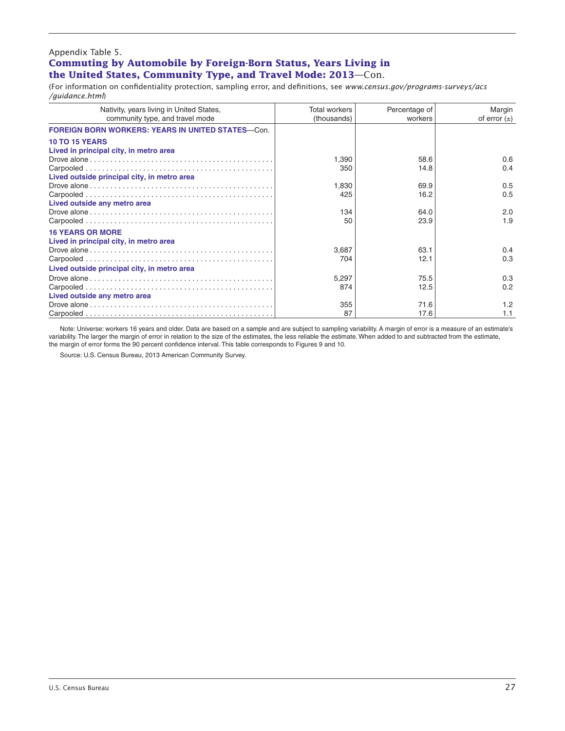Appendix Table 5.

## Commuting by Automobile by Foreign-Born Status, Years Living in the United States, Community Type, and Travel Mode: 2013—Con.

(For information on confidentiality protection, sampling error, and definitions, see *www.census.gov/programs-surveys/acs/guidance.html*)

| Nativity, years living in United States, community type, and travel mode | Total workers (thousands) | Percentage of workers | Margin of error (±) |
|---|---|---|---|
| **FOREIGN BORN WORKERS: YEARS IN UNITED STATES—Con.** | | | |
| **10 TO 15 YEARS** | | | |
| **Lived in principal city, in metro area** | | | |
| Drove alone | 1,390 | 58.6 | 0.6 |
| Carpooled | 350 | 14.8 | 0.4 |
| **Lived outside principal city, in metro area** | | | |
| Drove alone | 1,830 | 69.9 | 0.5 |
| Carpooled | 425 | 16.2 | 0.5 |
| **Lived outside any metro area** | | | |
| Drove alone | 134 | 64.0 | 2.0 |
| Carpooled | 50 | 23.9 | 1.9 |
| **16 YEARS OR MORE** | | | |
| **Lived in principal city, in metro area** | | | |
| Drove alone | 3,687 | 63.1 | 0.4 |
| Carpooled | 704 | 12.1 | 0.3 |
| **Lived outside principal city, in metro area** | | | |
| Drove alone | 5,297 | 75.5 | 0.3 |
| Carpooled | 874 | 12.5 | 0.2 |
| **Lived outside any metro area** | | | |
| Drove alone | 355 | 71.6 | 1.2 |
| Carpooled | 87 | 17.6 | 1.1 |

Note: Universe: workers 16 years and older. Data are based on a sample and are subject to sampling variability. A margin of error is a measure of an estimate's variability. The larger the margin of error in relation to the size of the estimates, the less reliable the estimate. When added to and subtracted from the estimate, the margin of error forms the 90 percent confidence interval. This table corresponds to Figures 9 and 10.

Source: U.S. Census Bureau, 2013 American Community Survey.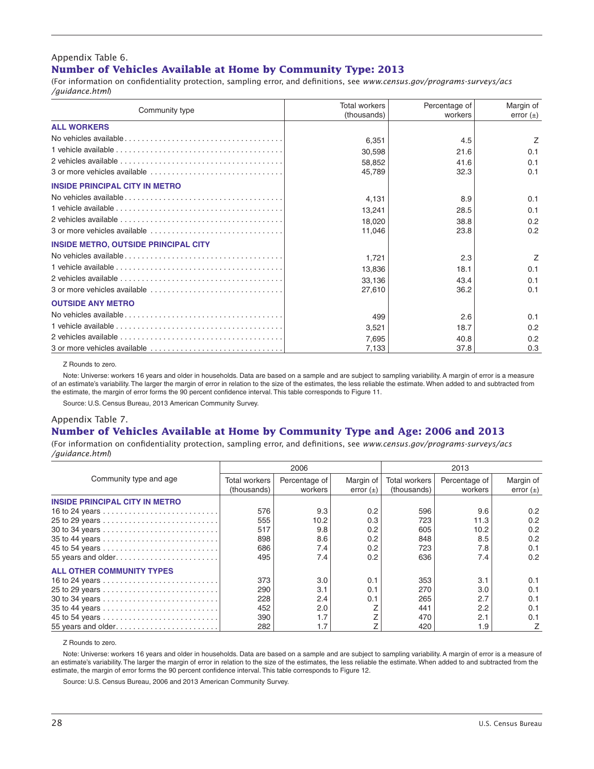Appendix Table 6.

## Number of Vehicles Available at Home by Community Type: 2013

(For information on confidentiality protection, sampling error, and definitions, see *www.census.gov/programs-surveys/acs/guidance.html*)

| Community type | Total workers (thousands) | Percentage of workers | Margin of error (±) |
|---|---|---|---|
| **ALL WORKERS** | | | |
| No vehicles available | 6,351 | 4.5 | Z |
| 1 vehicle available | 30,598 | 21.6 | 0.1 |
| 2 vehicles available | 58,852 | 41.6 | 0.1 |
| 3 or more vehicles available | 45,789 | 32.3 | 0.1 |
| **INSIDE PRINCIPAL CITY IN METRO** | | | |
| No vehicles available | 4,131 | 8.9 | 0.1 |
| 1 vehicle available | 13,241 | 28.5 | 0.1 |
| 2 vehicles available | 18,020 | 38.8 | 0.2 |
| 3 or more vehicles available | 11,046 | 23.8 | 0.2 |
| **INSIDE METRO, OUTSIDE PRINCIPAL CITY** | | | |
| No vehicles available | 1,721 | 2.3 | Z |
| 1 vehicle available | 13,836 | 18.1 | 0.1 |
| 2 vehicles available | 33,136 | 43.4 | 0.1 |
| 3 or more vehicles available | 27,610 | 36.2 | 0.1 |
| **OUTSIDE ANY METRO** | | | |
| No vehicles available | 499 | 2.6 | 0.1 |
| 1 vehicle available | 3,521 | 18.7 | 0.2 |
| 2 vehicles available | 7,695 | 40.8 | 0.2 |
| 3 or more vehicles available | 7,133 | 37.8 | 0.3 |

Z Rounds to zero.

Note: Universe: workers 16 years and older in households. Data are based on a sample and are subject to sampling variability. A margin of error is a measure of an estimate's variability. The larger the margin of error in relation to the size of the estimates, the less reliable the estimate. When added to and subtracted from the estimate, the margin of error forms the 90 percent confidence interval. This table corresponds to Figure 11.

Source: U.S. Census Bureau, 2013 American Community Survey.

Appendix Table 7.

## Number of Vehicles Available at Home by Community Type and Age: 2006 and 2013

(For information on confidentiality protection, sampling error, and definitions, see *www.census.gov/programs-surveys/acs/guidance.html*)

| Community type and age | 2006 | | | 2013 | | |
|---|---|---|---|---|---|---|
| | Total workers (thousands) | Percentage of workers | Margin of error (±) | Total workers (thousands) | Percentage of workers | Margin of error (±) |
| **INSIDE PRINCIPAL CITY IN METRO** | | | | | | |
| 16 to 24 years | 576 | 9.3 | 0.2 | 596 | 9.6 | 0.2 |
| 25 to 29 years | 555 | 10.2 | 0.3 | 723 | 11.3 | 0.2 |
| 30 to 34 years | 517 | 9.8 | 0.2 | 605 | 10.2 | 0.2 |
| 35 to 44 years | 898 | 8.6 | 0.2 | 848 | 8.5 | 0.2 |
| 45 to 54 years | 686 | 7.4 | 0.2 | 723 | 7.8 | 0.1 |
| 55 years and older | 495 | 7.4 | 0.2 | 636 | 7.4 | 0.2 |
| **ALL OTHER COMMUNITY TYPES** | | | | | | |
| 16 to 24 years | 373 | 3.0 | 0.1 | 353 | 3.1 | 0.1 |
| 25 to 29 years | 290 | 3.1 | 0.1 | 270 | 3.0 | 0.1 |
| 30 to 34 years | 228 | 2.4 | 0.1 | 265 | 2.7 | 0.1 |
| 35 to 44 years | 452 | 2.0 | Z | 441 | 2.2 | 0.1 |
| 45 to 54 years | 390 | 1.7 | Z | 470 | 2.1 | 0.1 |
| 55 years and older | 282 | 1.7 | Z | 420 | 1.9 | Z |

Z Rounds to zero.

Note: Universe: workers 16 years and older in households. Data are based on a sample and are subject to sampling variability. A margin of error is a measure of an estimate's variability. The larger the margin of error in relation to the size of the estimates, the less reliable the estimate. When added to and subtracted from the estimate, the margin of error forms the 90 percent confidence interval. This table corresponds to Figure 12.

Source: U.S. Census Bureau, 2006 and 2013 American Community Survey.